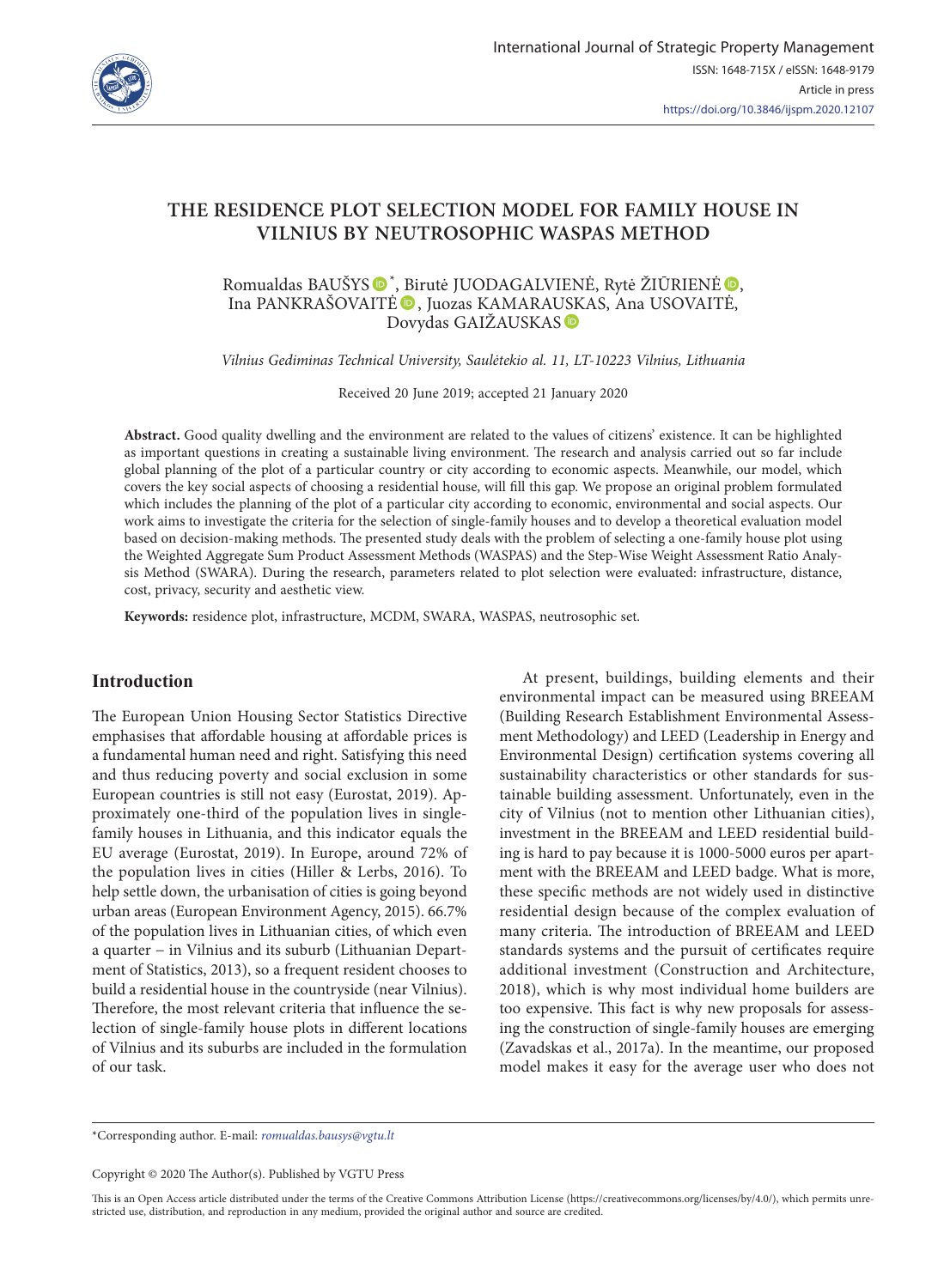# THE RESIDENCE PLOT SELECTION MODEL FOR FAMILY HOUSE IN VILNIUS BY NEUTROSOPHIC WASPAS METHOD

Romualdas BAUŠYS*, Birutė JUODAGALVIENĖ, Rytė ŽIŪRIENĖ, Ina PANKRAŠOVAITĖ, Juozas KAMARAUSKAS, Ana USOVAITĖ, Dovydas GAIŽAUSKAS

*Vilnius Gediminas Technical University, Saulėtekio al. 11, LT-10223 Vilnius, Lithuania*

Received 20 June 2019; accepted 21 January 2020

**Abstract.** Good quality dwelling and the environment are related to the values of citizens' existence. It can be highlighted as important questions in creating a sustainable living environment. The research and analysis carried out so far include global planning of the plot of a particular country or city according to economic aspects. Meanwhile, our model, which covers the key social aspects of choosing a residential house, will fill this gap. We propose an original problem formulated which includes the planning of the plot of a particular city according to economic, environmental and social aspects. Our work aims to investigate the criteria for the selection of single-family houses and to develop a theoretical evaluation model based on decision-making methods. The presented study deals with the problem of selecting a one-family house plot using the Weighted Aggregate Sum Product Assessment Methods (WASPAS) and the Step-Wise Weight Assessment Ratio Analysis Method (SWARA). During the research, parameters related to plot selection were evaluated: infrastructure, distance, cost, privacy, security and aesthetic view.

**Keywords:** residence plot, infrastructure, MCDM, SWARA, WASPAS, neutrosophic set.

## Introduction

The European Union Housing Sector Statistics Directive emphasises that affordable housing at affordable prices is a fundamental human need and right. Satisfying this need and thus reducing poverty and social exclusion in some European countries is still not easy (Eurostat, 2019). Approximately one-third of the population lives in single-family houses in Lithuania, and this indicator equals the EU average (Eurostat, 2019). In Europe, around 72% of the population lives in cities (Hiller & Lerbs, 2016). To help settle down, the urbanisation of cities is going beyond urban areas (European Environment Agency, 2015). 66.7% of the population lives in Lithuanian cities, of which even a quarter – in Vilnius and its suburb (Lithuanian Department of Statistics, 2013), so a frequent resident chooses to build a residential house in the countryside (near Vilnius). Therefore, the most relevant criteria that influence the selection of single-family house plots in different locations of Vilnius and its suburbs are included in the formulation of our task.

At present, buildings, building elements and their environmental impact can be measured using BREEAM (Building Research Establishment Environmental Assessment Methodology) and LEED (Leadership in Energy and Environmental Design) certification systems covering all sustainability characteristics or other standards for sustainable building assessment. Unfortunately, even in the city of Vilnius (not to mention other Lithuanian cities), investment in the BREEAM and LEED residential building is hard to pay because it is 1000-5000 euros per apartment with the BREEAM and LEED badge. What is more, these specific methods are not widely used in distinctive residential design because of the complex evaluation of many criteria. The introduction of BREEAM and LEED standards systems and the pursuit of certificates require additional investment (Construction and Architecture, 2018), which is why most individual home builders are too expensive. This fact is why new proposals for assessing the construction of single-family houses are emerging (Zavadskas et al., 2017a). In the meantime, our proposed model makes it easy for the average user who does not

*Corresponding author. E-mail: *romualdas.bausys@vgtu.lt*

Copyright © 2020 The Author(s). Published by VGTU Press

This is an Open Access article distributed under the terms of the Creative Commons Attribution License (https://creativecommons.org/licenses/by/4.0/), which permits unrestricted use, distribution, and reproduction in any medium, provided the original author and source are credited.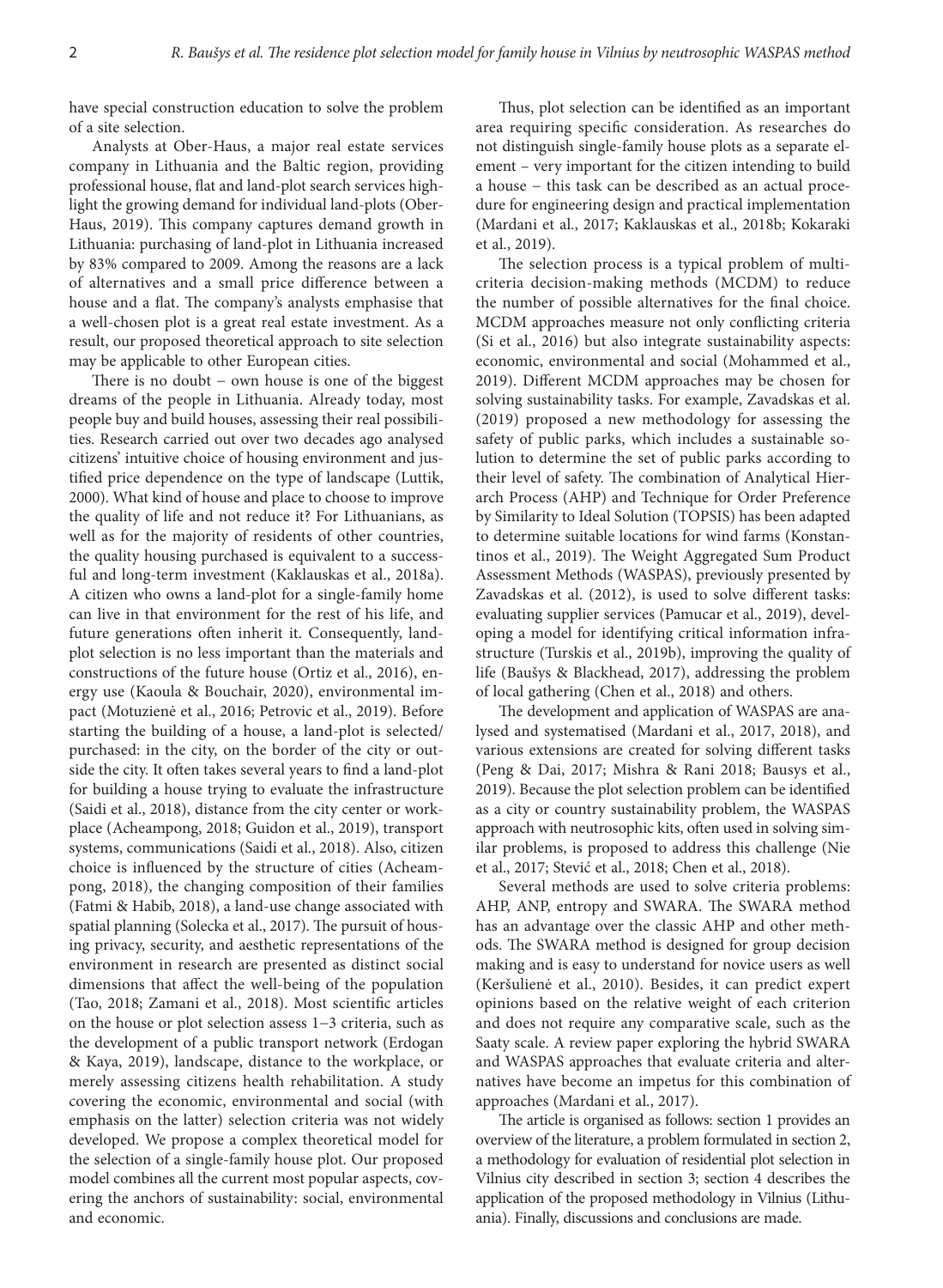have special construction education to solve the problem of a site selection.

Analysts at Ober-Haus, a major real estate services company in Lithuania and the Baltic region, providing professional house, flat and land-plot search services highlight the growing demand for individual land-plots (Ober-Haus, 2019). This company captures demand growth in Lithuania: purchasing of land-plot in Lithuania increased by 83% compared to 2009. Among the reasons are a lack of alternatives and a small price difference between a house and a flat. The company's analysts emphasise that a well-chosen plot is a great real estate investment. As a result, our proposed theoretical approach to site selection may be applicable to other European cities.

There is no doubt – own house is one of the biggest dreams of the people in Lithuania. Already today, most people buy and build houses, assessing their real possibilities. Research carried out over two decades ago analysed citizens' intuitive choice of housing environment and justified price dependence on the type of landscape (Luttik, 2000). What kind of house and place to choose to improve the quality of life and not reduce it? For Lithuanians, as well as for the majority of residents of other countries, the quality housing purchased is equivalent to a successful and long-term investment (Kaklauskas et al., 2018a). A citizen who owns a land-plot for a single-family home can live in that environment for the rest of his life, and future generations often inherit it. Consequently, land-plot selection is no less important than the materials and constructions of the future house (Ortiz et al., 2016), energy use (Kaoula & Bouchair, 2020), environmental impact (Motuzienė et al., 2016; Petrovic et al., 2019). Before starting the building of a house, a land-plot is selected/purchased: in the city, on the border of the city or outside the city. It often takes several years to find a land-plot for building a house trying to evaluate the infrastructure (Saidi et al., 2018), distance from the city center or workplace (Acheampong, 2018; Guidon et al., 2019), transport systems, communications (Saidi et al., 2018). Also, citizen choice is influenced by the structure of cities (Acheampong, 2018), the changing composition of their families (Fatmi & Habib, 2018), a land-use change associated with spatial planning (Solecka et al., 2017). The pursuit of housing privacy, security, and aesthetic representations of the environment in research are presented as distinct social dimensions that affect the well-being of the population (Tao, 2018; Zamani et al., 2018). Most scientific articles on the house or plot selection assess 1–3 criteria, such as the development of a public transport network (Erdogan & Kaya, 2019), landscape, distance to the workplace, or merely assessing citizens health rehabilitation. A study covering the economic, environmental and social (with emphasis on the latter) selection criteria was not widely developed. We propose a complex theoretical model for the selection of a single-family house plot. Our proposed model combines all the current most popular aspects, covering the anchors of sustainability: social, environmental and economic.

Thus, plot selection can be identified as an important area requiring specific consideration. As researches do not distinguish single-family house plots as a separate element – very important for the citizen intending to build a house – this task can be described as an actual procedure for engineering design and practical implementation (Mardani et al., 2017; Kaklauskas et al., 2018b; Kokaraki et al., 2019).

The selection process is a typical problem of multi-criteria decision-making methods (MCDM) to reduce the number of possible alternatives for the final choice. MCDM approaches measure not only conflicting criteria (Si et al., 2016) but also integrate sustainability aspects: economic, environmental and social (Mohammed et al., 2019). Different MCDM approaches may be chosen for solving sustainability tasks. For example, Zavadskas et al. (2019) proposed a new methodology for assessing the safety of public parks, which includes a sustainable solution to determine the set of public parks according to their level of safety. The combination of Analytical Hierarch Process (AHP) and Technique for Order Preference by Similarity to Ideal Solution (TOPSIS) has been adapted to determine suitable locations for wind farms (Konstantinos et al., 2019). The Weight Aggregated Sum Product Assessment Methods (WASPAS), previously presented by Zavadskas et al. (2012), is used to solve different tasks: evaluating supplier services (Pamucar et al., 2019), developing a model for identifying critical information infrastructure (Turskis et al., 2019b), improving the quality of life (Baušys & Blackhead, 2017), addressing the problem of local gathering (Chen et al., 2018) and others.

The development and application of WASPAS are analysed and systematised (Mardani et al., 2017, 2018), and various extensions are created for solving different tasks (Peng & Dai, 2017; Mishra & Rani 2018; Bausys et al., 2019). Because the plot selection problem can be identified as a city or country sustainability problem, the WASPAS approach with neutrosophic kits, often used in solving similar problems, is proposed to address this challenge (Nie et al., 2017; Stević et al., 2018; Chen et al., 2018).

Several methods are used to solve criteria problems: AHP, ANP, entropy and SWARA. The SWARA method has an advantage over the classic AHP and other methods. The SWARA method is designed for group decision making and is easy to understand for novice users as well (Keršulienė et al., 2010). Besides, it can predict expert opinions based on the relative weight of each criterion and does not require any comparative scale, such as the Saaty scale. A review paper exploring the hybrid SWARA and WASPAS approaches that evaluate criteria and alternatives have become an impetus for this combination of approaches (Mardani et al., 2017).

The article is organised as follows: section 1 provides an overview of the literature, a problem formulated in section 2, a methodology for evaluation of residential plot selection in Vilnius city described in section 3; section 4 describes the application of the proposed methodology in Vilnius (Lithuania). Finally, discussions and conclusions are made.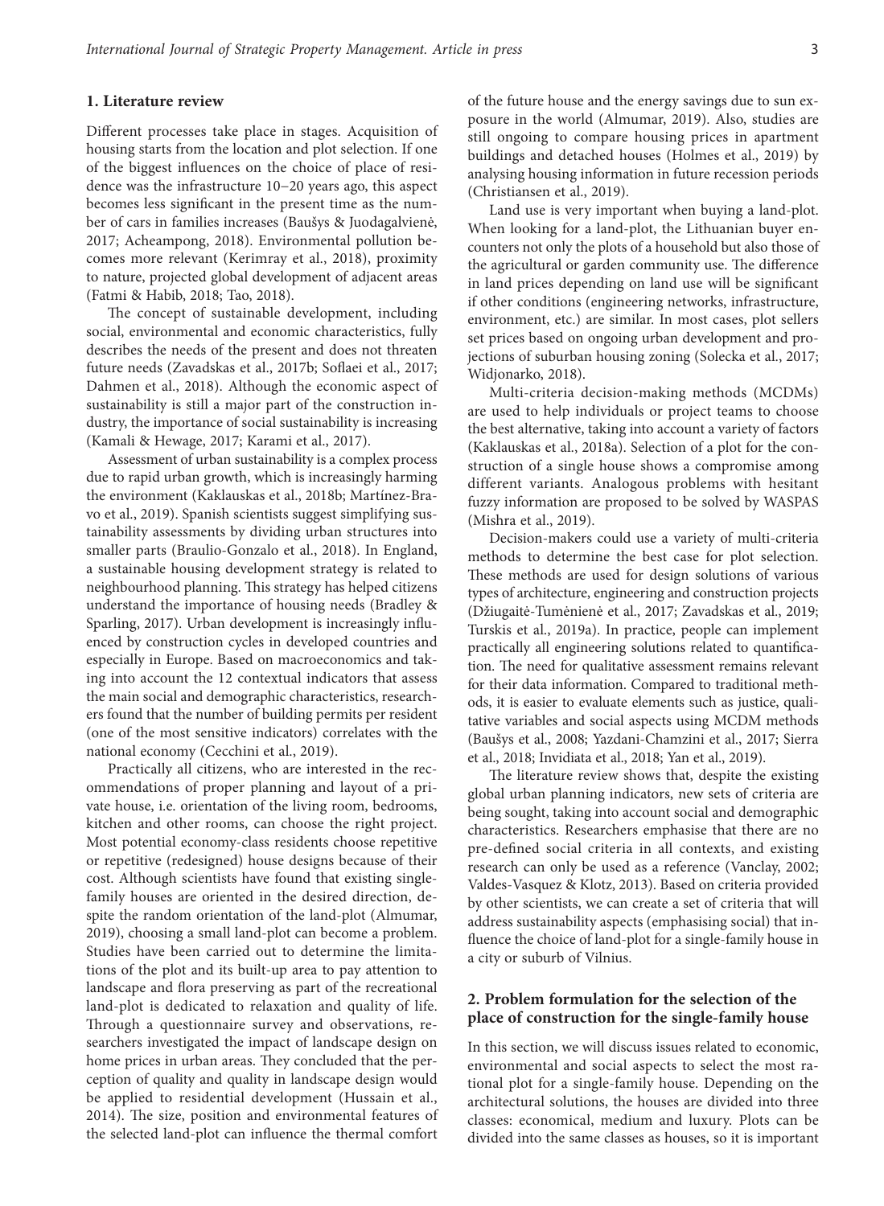## 1. Literature review

Different processes take place in stages. Acquisition of housing starts from the location and plot selection. If one of the biggest influences on the choice of place of residence was the infrastructure 10–20 years ago, this aspect becomes less significant in the present time as the number of cars in families increases (Baušys & Juodagalvienė, 2017; Acheampong, 2018). Environmental pollution becomes more relevant (Kerimray et al., 2018), proximity to nature, projected global development of adjacent areas (Fatmi & Habib, 2018; Tao, 2018).

The concept of sustainable development, including social, environmental and economic characteristics, fully describes the needs of the present and does not threaten future needs (Zavadskas et al., 2017b; Soflaei et al., 2017; Dahmen et al., 2018). Although the economic aspect of sustainability is still a major part of the construction industry, the importance of social sustainability is increasing (Kamali & Hewage, 2017; Karami et al., 2017).

Assessment of urban sustainability is a complex process due to rapid urban growth, which is increasingly harming the environment (Kaklauskas et al., 2018b; Martínez-Bravo et al., 2019). Spanish scientists suggest simplifying sustainability assessments by dividing urban structures into smaller parts (Braulio-Gonzalo et al., 2018). In England, a sustainable housing development strategy is related to neighbourhood planning. This strategy has helped citizens understand the importance of housing needs (Bradley & Sparling, 2017). Urban development is increasingly influenced by construction cycles in developed countries and especially in Europe. Based on macroeconomics and taking into account the 12 contextual indicators that assess the main social and demographic characteristics, researchers found that the number of building permits per resident (one of the most sensitive indicators) correlates with the national economy (Cecchini et al., 2019).

Practically all citizens, who are interested in the recommendations of proper planning and layout of a private house, i.e. orientation of the living room, bedrooms, kitchen and other rooms, can choose the right project. Most potential economy-class residents choose repetitive or repetitive (redesigned) house designs because of their cost. Although scientists have found that existing single-family houses are oriented in the desired direction, despite the random orientation of the land-plot (Almumar, 2019), choosing a small land-plot can become a problem. Studies have been carried out to determine the limitations of the plot and its built-up area to pay attention to landscape and flora preserving as part of the recreational land-plot is dedicated to relaxation and quality of life. Through a questionnaire survey and observations, researchers investigated the impact of landscape design on home prices in urban areas. They concluded that the perception of quality and quality in landscape design would be applied to residential development (Hussain et al., 2014). The size, position and environmental features of the selected land-plot can influence the thermal comfort of the future house and the energy savings due to sun exposure in the world (Almumar, 2019). Also, studies are still ongoing to compare housing prices in apartment buildings and detached houses (Holmes et al., 2019) by analysing housing information in future recession periods (Christiansen et al., 2019).

Land use is very important when buying a land-plot. When looking for a land-plot, the Lithuanian buyer encounters not only the plots of a household but also those of the agricultural or garden community use. The difference in land prices depending on land use will be significant if other conditions (engineering networks, infrastructure, environment, etc.) are similar. In most cases, plot sellers set prices based on ongoing urban development and projections of suburban housing zoning (Solecka et al., 2017; Widjonarko, 2018).

Multi-criteria decision-making methods (MCDMs) are used to help individuals or project teams to choose the best alternative, taking into account a variety of factors (Kaklauskas et al., 2018a). Selection of a plot for the construction of a single house shows a compromise among different variants. Analogous problems with hesitant fuzzy information are proposed to be solved by WASPAS (Mishra et al., 2019).

Decision-makers could use a variety of multi-criteria methods to determine the best case for plot selection. These methods are used for design solutions of various types of architecture, engineering and construction projects (Džiugaitė-Tumėnienė et al., 2017; Zavadskas et al., 2019; Turskis et al., 2019a). In practice, people can implement practically all engineering solutions related to quantification. The need for qualitative assessment remains relevant for their data information. Compared to traditional methods, it is easier to evaluate elements such as justice, qualitative variables and social aspects using MCDM methods (Baušys et al., 2008; Yazdani-Chamzini et al., 2017; Sierra et al., 2018; Invidiata et al., 2018; Yan et al., 2019).

The literature review shows that, despite the existing global urban planning indicators, new sets of criteria are being sought, taking into account social and demographic characteristics. Researchers emphasise that there are no pre-defined social criteria in all contexts, and existing research can only be used as a reference (Vanclay, 2002; Valdes-Vasquez & Klotz, 2013). Based on criteria provided by other scientists, we can create a set of criteria that will address sustainability aspects (emphasising social) that influence the choice of land-plot for a single-family house in a city or suburb of Vilnius.

## 2. Problem formulation for the selection of the place of construction for the single-family house

In this section, we will discuss issues related to economic, environmental and social aspects to select the most rational plot for a single-family house. Depending on the architectural solutions, the houses are divided into three classes: economical, medium and luxury. Plots can be divided into the same classes as houses, so it is important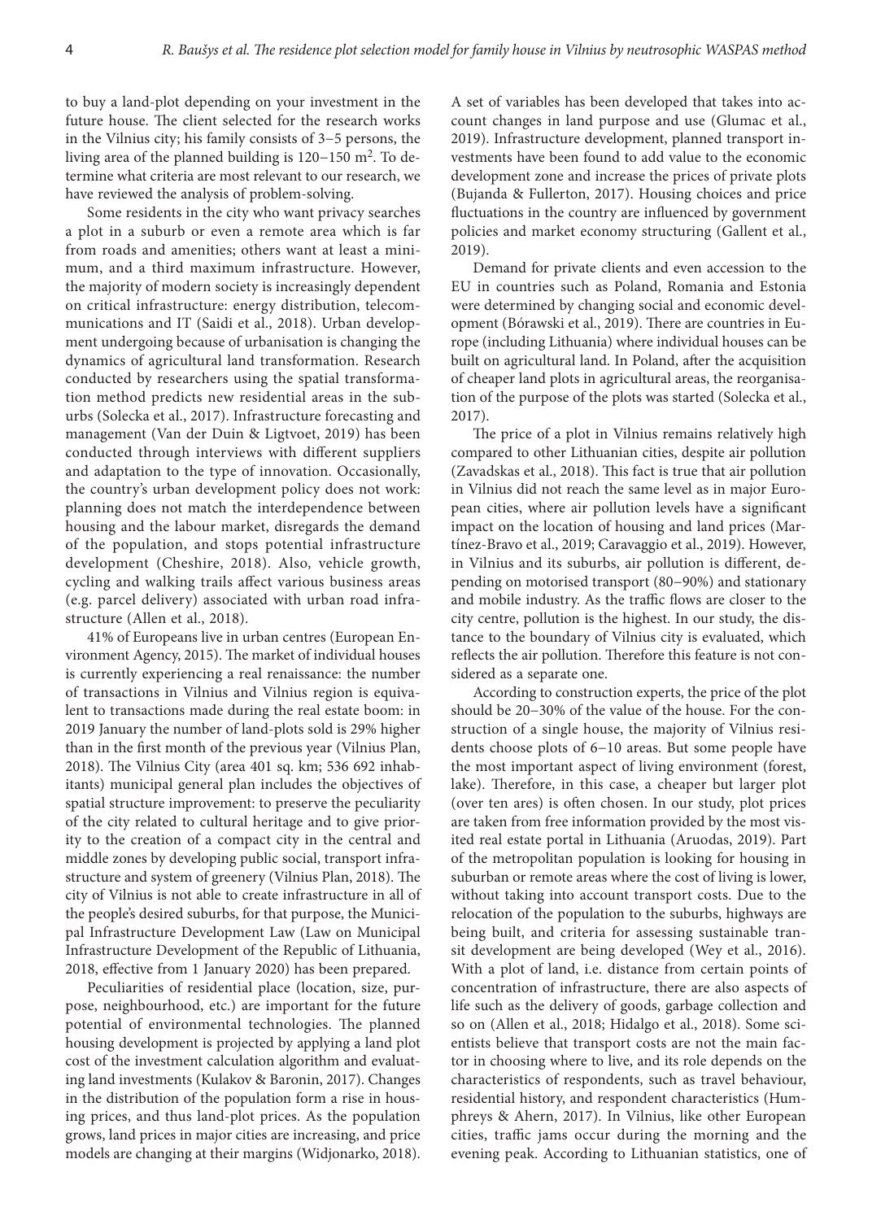to buy a land-plot depending on your investment in the future house. The client selected for the research works in the Vilnius city; his family consists of 3–5 persons, the living area of the planned building is 120–150 m$^2$. To determine what criteria are most relevant to our research, we have reviewed the analysis of problem-solving.

Some residents in the city who want privacy searches a plot in a suburb or even a remote area which is far from roads and amenities; others want at least a minimum, and a third maximum infrastructure. However, the majority of modern society is increasingly dependent on critical infrastructure: energy distribution, telecommunications and IT (Saidi et al., 2018). Urban development undergoing because of urbanisation is changing the dynamics of agricultural land transformation. Research conducted by researchers using the spatial transformation method predicts new residential areas in the suburbs (Solecka et al., 2017). Infrastructure forecasting and management (Van der Duin & Ligtvoet, 2019) has been conducted through interviews with different suppliers and adaptation to the type of innovation. Occasionally, the country's urban development policy does not work: planning does not match the interdependence between housing and the labour market, disregards the demand of the population, and stops potential infrastructure development (Cheshire, 2018). Also, vehicle growth, cycling and walking trails affect various business areas (e.g. parcel delivery) associated with urban road infrastructure (Allen et al., 2018).

41% of Europeans live in urban centres (European Environment Agency, 2015). The market of individual houses is currently experiencing a real renaissance: the number of transactions in Vilnius and Vilnius region is equivalent to transactions made during the real estate boom: in 2019 January the number of land-plots sold is 29% higher than in the first month of the previous year (Vilnius Plan, 2018). The Vilnius City (area 401 sq. km; 536 692 inhabitants) municipal general plan includes the objectives of spatial structure improvement: to preserve the peculiarity of the city related to cultural heritage and to give priority to the creation of a compact city in the central and middle zones by developing public social, transport infrastructure and system of greenery (Vilnius Plan, 2018). The city of Vilnius is not able to create infrastructure in all of the people's desired suburbs, for that purpose, the Municipal Infrastructure Development Law (Law on Municipal Infrastructure Development of the Republic of Lithuania, 2018, effective from 1 January 2020) has been prepared.

Peculiarities of residential place (location, size, purpose, neighbourhood, etc.) are important for the future potential of environmental technologies. The planned housing development is projected by applying a land plot cost of the investment calculation algorithm and evaluating land investments (Kulakov & Baronin, 2017). Changes in the distribution of the population form a rise in housing prices, and thus land-plot prices. As the population grows, land prices in major cities are increasing, and price models are changing at their margins (Widjonarko, 2018). A set of variables has been developed that takes into account changes in land purpose and use (Glumac et al., 2019). Infrastructure development, planned transport investments have been found to add value to the economic development zone and increase the prices of private plots (Bujanda & Fullerton, 2017). Housing choices and price fluctuations in the country are influenced by government policies and market economy structuring (Gallent et al., 2019).

Demand for private clients and even accession to the EU in countries such as Poland, Romania and Estonia were determined by changing social and economic development (Bórawski et al., 2019). There are countries in Europe (including Lithuania) where individual houses can be built on agricultural land. In Poland, after the acquisition of cheaper land plots in agricultural areas, the reorganisation of the purpose of the plots was started (Solecka et al., 2017).

The price of a plot in Vilnius remains relatively high compared to other Lithuanian cities, despite air pollution (Zavadskas et al., 2018). This fact is true that air pollution in Vilnius did not reach the same level as in major European cities, where air pollution levels have a significant impact on the location of housing and land prices (Martínez-Bravo et al., 2019; Caravaggio et al., 2019). However, in Vilnius and its suburbs, air pollution is different, depending on motorised transport (80–90%) and stationary and mobile industry. As the traffic flows are closer to the city centre, pollution is the highest. In our study, the distance to the boundary of Vilnius city is evaluated, which reflects the air pollution. Therefore this feature is not considered as a separate one.

According to construction experts, the price of the plot should be 20–30% of the value of the house. For the construction of a single house, the majority of Vilnius residents choose plots of 6–10 areas. But some people have the most important aspect of living environment (forest, lake). Therefore, in this case, a cheaper but larger plot (over ten ares) is often chosen. In our study, plot prices are taken from free information provided by the most visited real estate portal in Lithuania (Aruodas, 2019). Part of the metropolitan population is looking for housing in suburban or remote areas where the cost of living is lower, without taking into account transport costs. Due to the relocation of the population to the suburbs, highways are being built, and criteria for assessing sustainable transit development are being developed (Wey et al., 2016). With a plot of land, i.e. distance from certain points of concentration of infrastructure, there are also aspects of life such as the delivery of goods, garbage collection and so on (Allen et al., 2018; Hidalgo et al., 2018). Some scientists believe that transport costs are not the main factor in choosing where to live, and its role depends on the characteristics of respondents, such as travel behaviour, residential history, and respondent characteristics (Humphreys & Ahern, 2017). In Vilnius, like other European cities, traffic jams occur during the morning and the evening peak. According to Lithuanian statistics, one of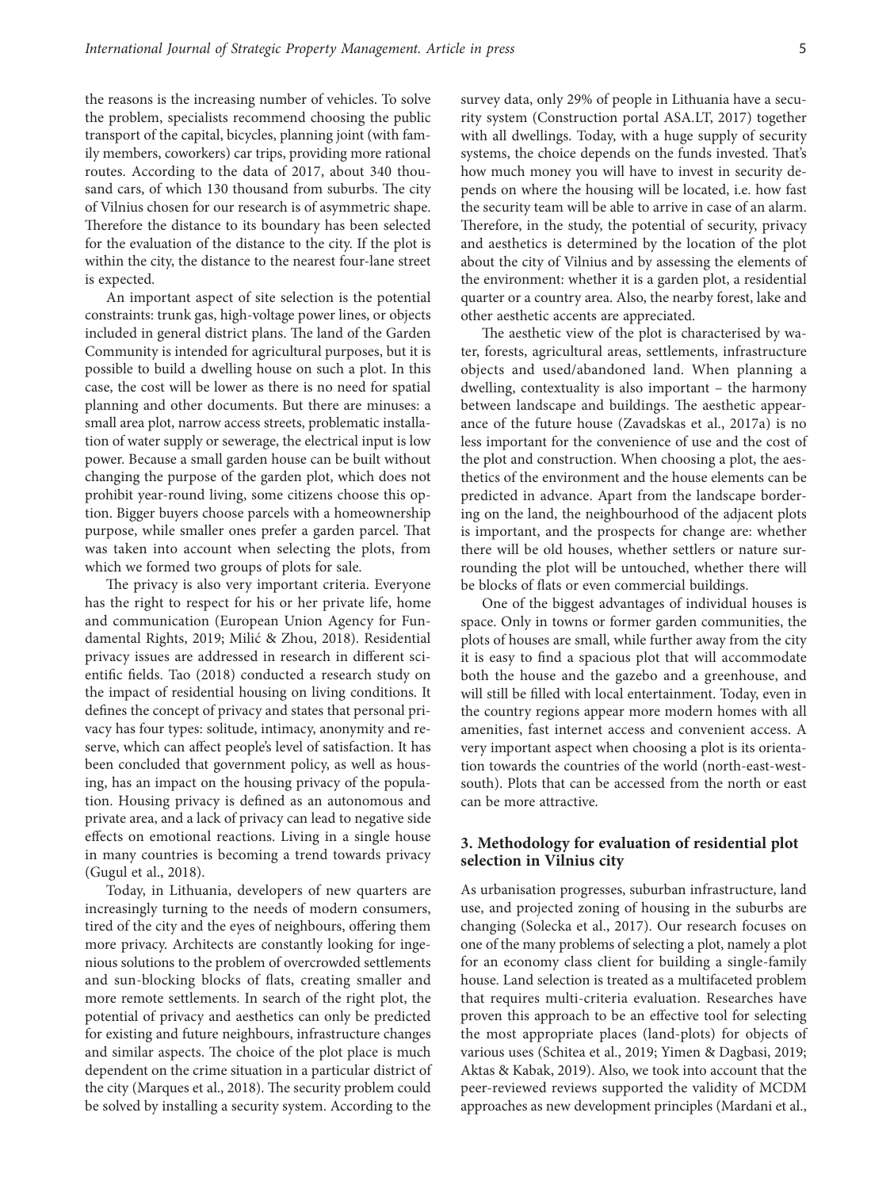the reasons is the increasing number of vehicles. To solve the problem, specialists recommend choosing the public transport of the capital, bicycles, planning joint (with family members, coworkers) car trips, providing more rational routes. According to the data of 2017, about 340 thousand cars, of which 130 thousand from suburbs. The city of Vilnius chosen for our research is of asymmetric shape. Therefore the distance to its boundary has been selected for the evaluation of the distance to the city. If the plot is within the city, the distance to the nearest four-lane street is expected.

An important aspect of site selection is the potential constraints: trunk gas, high-voltage power lines, or objects included in general district plans. The land of the Garden Community is intended for agricultural purposes, but it is possible to build a dwelling house on such a plot. In this case, the cost will be lower as there is no need for spatial planning and other documents. But there are minuses: a small area plot, narrow access streets, problematic installation of water supply or sewerage, the electrical input is low power. Because a small garden house can be built without changing the purpose of the garden plot, which does not prohibit year-round living, some citizens choose this option. Bigger buyers choose parcels with a homeownership purpose, while smaller ones prefer a garden parcel. That was taken into account when selecting the plots, from which we formed two groups of plots for sale.

The privacy is also very important criteria. Everyone has the right to respect for his or her private life, home and communication (European Union Agency for Fundamental Rights, 2019; Milić & Zhou, 2018). Residential privacy issues are addressed in research in different scientific fields. Tao (2018) conducted a research study on the impact of residential housing on living conditions. It defines the concept of privacy and states that personal privacy has four types: solitude, intimacy, anonymity and reserve, which can affect people's level of satisfaction. It has been concluded that government policy, as well as housing, has an impact on the housing privacy of the population. Housing privacy is defined as an autonomous and private area, and a lack of privacy can lead to negative side effects on emotional reactions. Living in a single house in many countries is becoming a trend towards privacy (Gugul et al., 2018).

Today, in Lithuania, developers of new quarters are increasingly turning to the needs of modern consumers, tired of the city and the eyes of neighbours, offering them more privacy. Architects are constantly looking for ingenious solutions to the problem of overcrowded settlements and sun-blocking blocks of flats, creating smaller and more remote settlements. In search of the right plot, the potential of privacy and aesthetics can only be predicted for existing and future neighbours, infrastructure changes and similar aspects. The choice of the plot place is much dependent on the crime situation in a particular district of the city (Marques et al., 2018). The security problem could be solved by installing a security system. According to the survey data, only 29% of people in Lithuania have a security system (Construction portal ASA.LT, 2017) together with all dwellings. Today, with a huge supply of security systems, the choice depends on the funds invested. That's how much money you will have to invest in security depends on where the housing will be located, i.e. how fast the security team will be able to arrive in case of an alarm. Therefore, in the study, the potential of security, privacy and aesthetics is determined by the location of the plot about the city of Vilnius and by assessing the elements of the environment: whether it is a garden plot, a residential quarter or a country area. Also, the nearby forest, lake and other aesthetic accents are appreciated.

The aesthetic view of the plot is characterised by water, forests, agricultural areas, settlements, infrastructure objects and used/abandoned land. When planning a dwelling, contextuality is also important – the harmony between landscape and buildings. The aesthetic appearance of the future house (Zavadskas et al., 2017a) is no less important for the convenience of use and the cost of the plot and construction. When choosing a plot, the aesthetics of the environment and the house elements can be predicted in advance. Apart from the landscape bordering on the land, the neighbourhood of the adjacent plots is important, and the prospects for change are: whether there will be old houses, whether settlers or nature surrounding the plot will be untouched, whether there will be blocks of flats or even commercial buildings.

One of the biggest advantages of individual houses is space. Only in towns or former garden communities, the plots of houses are small, while further away from the city it is easy to find a spacious plot that will accommodate both the house and the gazebo and a greenhouse, and will still be filled with local entertainment. Today, even in the country regions appear more modern homes with all amenities, fast internet access and convenient access. A very important aspect when choosing a plot is its orientation towards the countries of the world (north-east-west-south). Plots that can be accessed from the north or east can be more attractive.

## 3. Methodology for evaluation of residential plot selection in Vilnius city

As urbanisation progresses, suburban infrastructure, land use, and projected zoning of housing in the suburbs are changing (Solecka et al., 2017). Our research focuses on one of the many problems of selecting a plot, namely a plot for an economy class client for building a single-family house. Land selection is treated as a multifaceted problem that requires multi-criteria evaluation. Researches have proven this approach to be an effective tool for selecting the most appropriate places (land-plots) for objects of various uses (Schitea et al., 2019; Yimen & Dagbasi, 2019; Aktas & Kabak, 2019). Also, we took into account that the peer-reviewed reviews supported the validity of MCDM approaches as new development principles (Mardani et al.,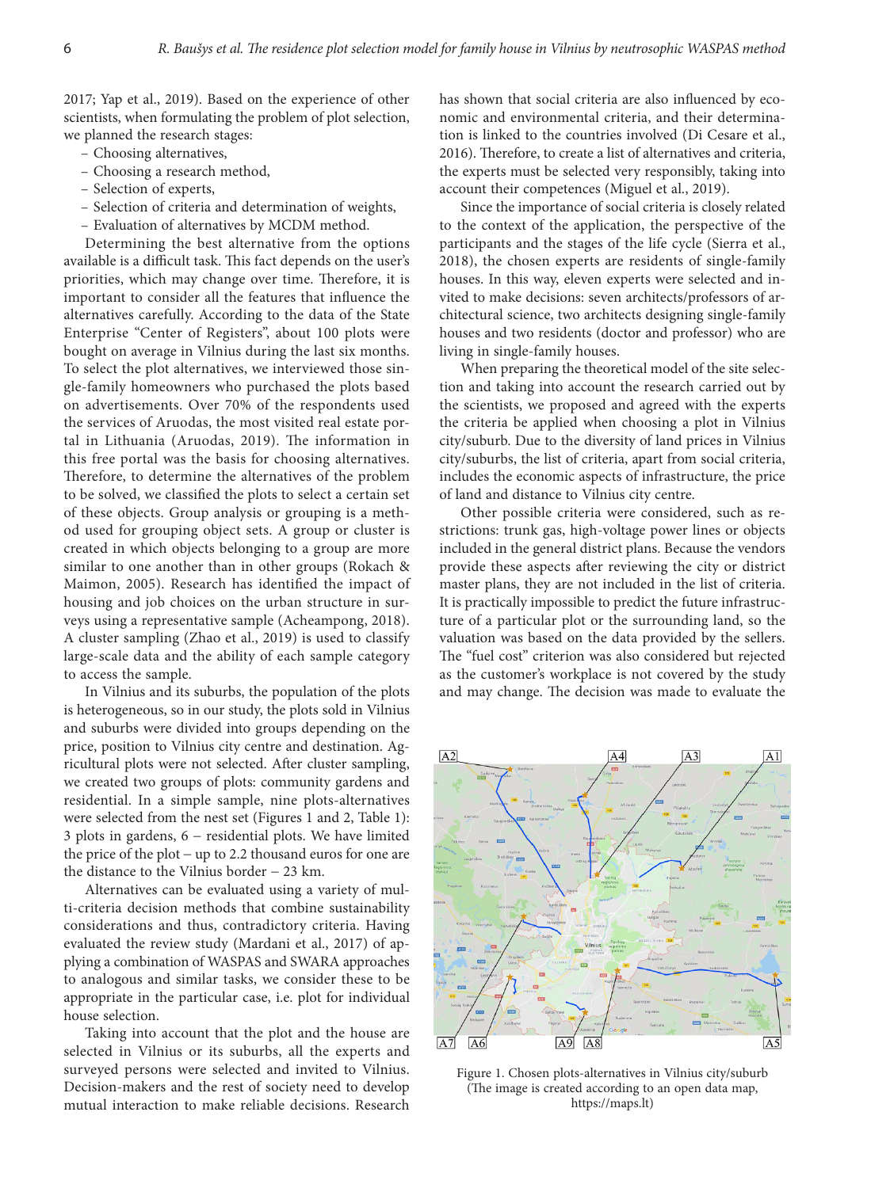2017; Yap et al., 2019). Based on the experience of other scientists, when formulating the problem of plot selection, we planned the research stages:

- Choosing alternatives,
- Choosing a research method,
- Selection of experts,
- Selection of criteria and determination of weights,
- Evaluation of alternatives by MCDM method.

Determining the best alternative from the options available is a difficult task. This fact depends on the user's priorities, which may change over time. Therefore, it is important to consider all the features that influence the alternatives carefully. According to the data of the State Enterprise "Center of Registers", about 100 plots were bought on average in Vilnius during the last six months. To select the plot alternatives, we interviewed those single-family homeowners who purchased the plots based on advertisements. Over 70% of the respondents used the services of Aruodas, the most visited real estate portal in Lithuania (Aruodas, 2019). The information in this free portal was the basis for choosing alternatives. Therefore, to determine the alternatives of the problem to be solved, we classified the plots to select a certain set of these objects. Group analysis or grouping is a method used for grouping object sets. A group or cluster is created in which objects belonging to a group are more similar to one another than in other groups (Rokach & Maimon, 2005). Research has identified the impact of housing and job choices on the urban structure in surveys using a representative sample (Acheampong, 2018). A cluster sampling (Zhao et al., 2019) is used to classify large-scale data and the ability of each sample category to access the sample.

In Vilnius and its suburbs, the population of the plots is heterogeneous, so in our study, the plots sold in Vilnius and suburbs were divided into groups depending on the price, position to Vilnius city centre and destination. Agricultural plots were not selected. After cluster sampling, we created two groups of plots: community gardens and residential. In a simple sample, nine plots-alternatives were selected from the nest set (Figures 1 and 2, Table 1): 3 plots in gardens, 6 – residential plots. We have limited the price of the plot – up to 2.2 thousand euros for one are the distance to the Vilnius border – 23 km.

Alternatives can be evaluated using a variety of multi-criteria decision methods that combine sustainability considerations and thus, contradictory criteria. Having evaluated the review study (Mardani et al., 2017) of applying a combination of WASPAS and SWARA approaches to analogous and similar tasks, we consider these to be appropriate in the particular case, i.e. plot for individual house selection.

Taking into account that the plot and the house are selected in Vilnius or its suburbs, all the experts and surveyed persons were selected and invited to Vilnius. Decision-makers and the rest of society need to develop mutual interaction to make reliable decisions. Research has shown that social criteria are also influenced by economic and environmental criteria, and their determination is linked to the countries involved (Di Cesare et al., 2016). Therefore, to create a list of alternatives and criteria, the experts must be selected very responsibly, taking into account their competences (Miguel et al., 2019).

Since the importance of social criteria is closely related to the context of the application, the perspective of the participants and the stages of the life cycle (Sierra et al., 2018), the chosen experts are residents of single-family houses. In this way, eleven experts were selected and invited to make decisions: seven architects/professors of architectural science, two architects designing single-family houses and two residents (doctor and professor) who are living in single-family houses.

When preparing the theoretical model of the site selection and taking into account the research carried out by the scientists, we proposed and agreed with the experts the criteria be applied when choosing a plot in Vilnius city/suburb. Due to the diversity of land prices in Vilnius city/suburbs, the list of criteria, apart from social criteria, includes the economic aspects of infrastructure, the price of land and distance to Vilnius city centre.

Other possible criteria were considered, such as restrictions: trunk gas, high-voltage power lines or objects included in the general district plans. Because the vendors provide these aspects after reviewing the city or district master plans, they are not included in the list of criteria. It is practically impossible to predict the future infrastructure of a particular plot or the surrounding land, so the valuation was based on the data provided by the sellers. The "fuel cost" criterion was also considered but rejected as the customer's workplace is not covered by the study and may change. The decision was made to evaluate the

A2 A4 A3 A1

A7 A6 A9 A8 A5

Figure 1. Chosen plots-alternatives in Vilnius city/suburb (The image is created according to an open data map, https://maps.lt)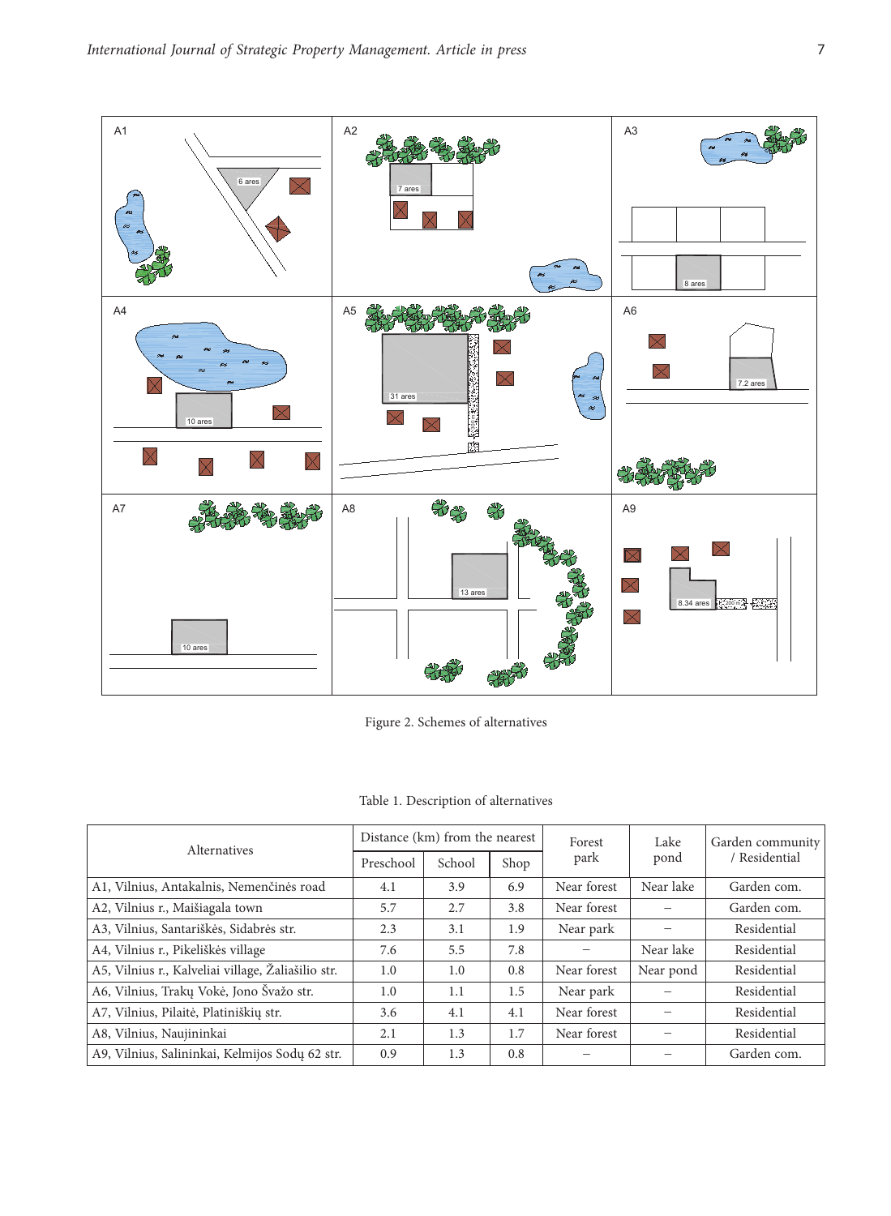A1

6 ares

A2

7 ares

A3

8 ares

A4

10 ares

A5

31 ares

A6

7.2 ares

A7

10 ares

A8

13 ares

A9

8.34 ares

Figure 2. Schemes of alternatives

Table 1. Description of alternatives

| Alternatives | Distance (km) from the nearest | | | Forest park | Lake pond | Garden community / Residential |
|---|---|---|---|---|---|---|
| | Preschool | School | Shop | | | |
| A1, Vilnius, Antakalnis, Nemenčinės road | 4.1 | 3.9 | 6.9 | Near forest | Near lake | Garden com. |
| A2, Vilnius r., Maišiagala town | 5.7 | 2.7 | 3.8 | Near forest | – | Garden com. |
| A3, Vilnius, Santariškės, Sidabrės str. | 2.3 | 3.1 | 1.9 | Near park | – | Residential |
| A4, Vilnius r., Pikeliškės village | 7.6 | 5.5 | 7.8 | – | Near lake | Residential |
| A5, Vilnius r., Kalveliai village, Žaliašilio str. | 1.0 | 1.0 | 0.8 | Near forest | Near pond | Residential |
| A6, Vilnius, Trakų Vokė, Jono Švažo str. | 1.0 | 1.1 | 1.5 | Near park | – | Residential |
| A7, Vilnius, Pilaitė, Platiniškių str. | 3.6 | 4.1 | 4.1 | Near forest | – | Residential |
| A8, Vilnius, Naujininkai | 2.1 | 1.3 | 1.7 | Near forest | – | Residential |
| A9, Vilnius, Salininkai, Kelmijos Sodų 62 str. | 0.9 | 1.3 | 0.8 | – | – | Garden com. |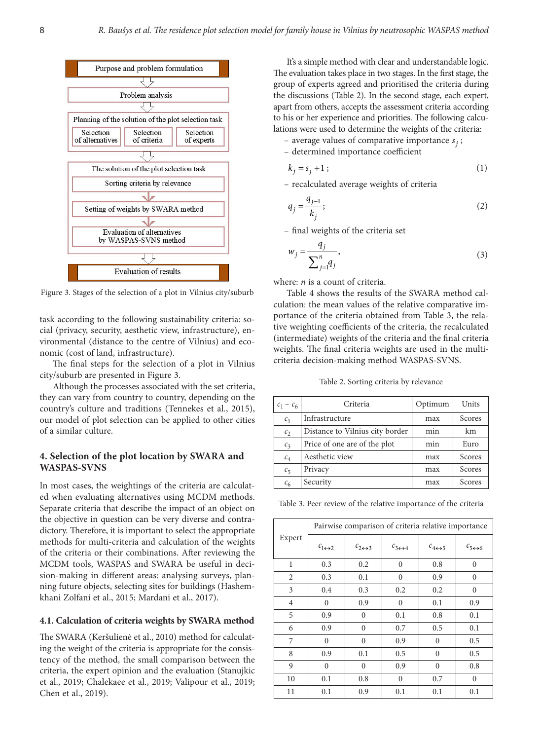Purpose and problem formulation

Problem analysis

Planning of the solution of the plot selection task

Selection of alternatives

Selection of criteria

Selection of experts

The solution of the plot selection task

Sorting criteria by relevance

Setting of weights by SWARA method

Evaluation of alternatives by WASPAS-SVNS method

Evaluation of results

Figure 3. Stages of the selection of a plot in Vilnius city/suburb

task according to the following sustainability criteria: social (privacy, security, aesthetic view, infrastructure), environmental (distance to the centre of Vilnius) and economic (cost of land, infrastructure).

The final steps for the selection of a plot in Vilnius city/suburb are presented in Figure 3.

Although the processes associated with the set criteria, they can vary from country to country, depending on the country's culture and traditions (Tennekes et al., 2015), our model of plot selection can be applied to other cities of a similar culture.

## 4. Selection of the plot location by SWARA and WASPAS-SVNS

In most cases, the weightings of the criteria are calculated when evaluating alternatives using MCDM methods. Separate criteria that describe the impact of an object on the objective in question can be very diverse and contradictory. Therefore, it is important to select the appropriate methods for multi-criteria and calculation of the weights of the criteria or their combinations. After reviewing the MCDM tools, WASPAS and SWARA be useful in decision-making in different areas: analysing surveys, planning future objects, selecting sites for buildings (Hashemkhani Zolfani et al., 2015; Mardani et al., 2017).

### 4.1. Calculation of criteria weights by SWARA method

The SWARA (Keršulienė et al., 2010) method for calculating the weight of the criteria is appropriate for the consistency of the method, the small comparison between the criteria, the expert opinion and the evaluation (Stanujkic et al., 2019; Chalekaee et al., 2019; Valipour et al., 2019; Chen et al., 2019).

It's a simple method with clear and understandable logic. The evaluation takes place in two stages. In the first stage, the group of experts agreed and prioritised the criteria during the discussions (Table 2). In the second stage, each expert, apart from others, accepts the assessment criteria according to his or her experience and priorities. The following calculations were used to determine the weights of the criteria:

- average values of comparative importance $s_j$;
- determined importance coefficient

$$k_j = s_j + 1; \tag{1}$$

- recalculated average weights of criteria

$$q_j = \frac{q_{j-1}}{k_j}; \tag{2}$$

- final weights of the criteria set

$$w_j = \frac{q_j}{\sum_{j=1}^{n} q_j}, \tag{3}$$

where: $n$ is a count of criteria.

Table 4 shows the results of the SWARA method calculation: the mean values of the relative comparative importance of the criteria obtained from Table 3, the relative weighting coefficients of the criteria, the recalculated (intermediate) weights of the criteria and the final criteria weights. The final criteria weights are used in the multi-criteria decision-making method WASPAS-SVNS.

Table 2. Sorting criteria by relevance

| $c_1 - c_6$ | Criteria | Optimum | Units |
|---|---|---|---|
| $c_1$ | Infrastructure | max | Scores |
| $c_2$ | Distance to Vilnius city border | min | km |
| $c_3$ | Price of one are of the plot | min | Euro |
| $c_4$ | Aesthetic view | max | Scores |
| $c_5$ | Privacy | max | Scores |
| $c_6$ | Security | max | Scores |

Table 3. Peer review of the relative importance of the criteria

| Expert | Pairwise comparison of criteria relative importance | | | | |
|---|---|---|---|---|---|
| | $c_{1\leftrightarrow 2}$ | $c_{2\leftrightarrow 3}$ | $c_{3\leftrightarrow 4}$ | $c_{4\leftrightarrow 5}$ | $c_{5\leftrightarrow 6}$ |
| 1 | 0.3 | 0.2 | 0 | 0.8 | 0 |
| 2 | 0.3 | 0.1 | 0 | 0.9 | 0 |
| 3 | 0.4 | 0.3 | 0.2 | 0.2 | 0 |
| 4 | 0 | 0.9 | 0 | 0.1 | 0.9 |
| 5 | 0.9 | 0 | 0.1 | 0.8 | 0.1 |
| 6 | 0.9 | 0 | 0.7 | 0.5 | 0.1 |
| 7 | 0 | 0 | 0.9 | 0 | 0.5 |
| 8 | 0.9 | 0.1 | 0.5 | 0 | 0.5 |
| 9 | 0 | 0 | 0.9 | 0 | 0.8 |
| 10 | 0.1 | 0.8 | 0 | 0.7 | 0 |
| 11 | 0.1 | 0.9 | 0.1 | 0.1 | 0.1 |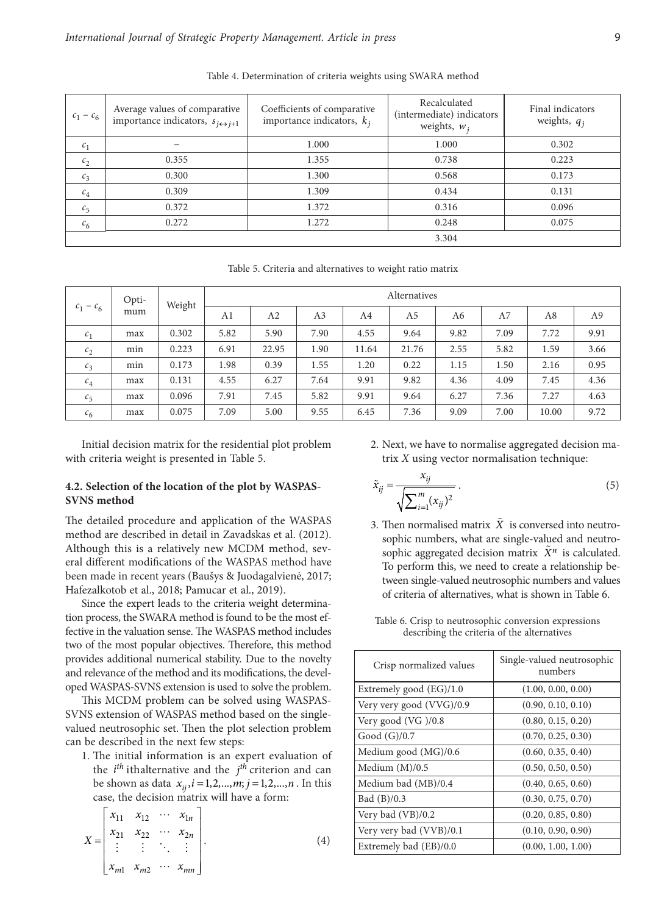Table 4. Determination of criteria weights using SWARA method

| $c_1 - c_6$ | Average values of comparative importance indicators, $s_{j\leftrightarrow j+1}$ | Coefficients of comparative importance indicators, $k_j$ | Recalculated (intermediate) indicators weights, $w_j$ | Final indicators weights, $q_j$ |
|---|---|---|---|---|
| $c_1$ | – | 1.000 | 1.000 | 0.302 |
| $c_2$ | 0.355 | 1.355 | 0.738 | 0.223 |
| $c_3$ | 0.300 | 1.300 | 0.568 | 0.173 |
| $c_4$ | 0.309 | 1.309 | 0.434 | 0.131 |
| $c_5$ | 0.372 | 1.372 | 0.316 | 0.096 |
| $c_6$ | 0.272 | 1.272 | 0.248 | 0.075 |
| | | | 3.304 | |

Table 5. Criteria and alternatives to weight ratio matrix

| $c_1 - c_6$ | Optimum | Weight | Alternatives | | | | | | | | |
|---|---|---|---|---|---|---|---|---|---|---|---|
| | | | A1 | A2 | A3 | A4 | A5 | A6 | A7 | A8 | A9 |
| $c_1$ | max | 0.302 | 5.82 | 5.90 | 7.90 | 4.55 | 9.64 | 9.82 | 7.09 | 7.72 | 9.91 |
| $c_2$ | min | 0.223 | 6.91 | 22.95 | 1.90 | 11.64 | 21.76 | 2.55 | 5.82 | 1.59 | 3.66 |
| $c_3$ | min | 0.173 | 1.98 | 0.39 | 1.55 | 1.20 | 0.22 | 1.15 | 1.50 | 2.16 | 0.95 |
| $c_4$ | max | 0.131 | 4.55 | 6.27 | 7.64 | 9.91 | 9.82 | 4.36 | 4.09 | 7.45 | 4.36 |
| $c_5$ | max | 0.096 | 7.91 | 7.45 | 5.82 | 9.91 | 9.64 | 6.27 | 7.36 | 7.27 | 4.63 |
| $c_6$ | max | 0.075 | 7.09 | 5.00 | 9.55 | 6.45 | 7.36 | 9.09 | 7.00 | 10.00 | 9.72 |

Initial decision matrix for the residential plot problem with criteria weight is presented in Table 5.

### 4.2. Selection of the location of the plot by WASPAS-SVNS method

The detailed procedure and application of the WASPAS method are described in detail in Zavadskas et al. (2012). Although this is a relatively new MCDM method, several different modifications of the WASPAS method have been made in recent years (Baušys & Juodagalvienė, 2017; Hafezalkotob et al., 2018; Pamucar et al., 2019).

Since the expert leads to the criteria weight determination process, the SWARA method is found to be the most effective in the valuation sense. The WASPAS method includes two of the most popular objectives. Therefore, this method provides additional numerical stability. Due to the novelty and relevance of the method and its modifications, the developed WASPAS-SVNS extension is used to solve the problem.

This MCDM problem can be solved using WASPAS-SVNS extension of WASPAS method based on the single-valued neutrosophic set. Then the plot selection problem can be described in the next few steps:

1. The initial information is an expert evaluation of the $i^{th}$ ithalternative and the $j^{th}$ criterion and can be shown as data $x_{ij}, i = 1,2,...,m; j = 1,2,...,n$. In this case, the decision matrix will have a form:

$$X = \begin{bmatrix} x_{11} & x_{12} & \cdots & x_{1n} \\ x_{21} & x_{22} & \cdots & x_{2n} \\ \vdots & \vdots & \ddots & \vdots \\ x_{m1} & x_{m2} & \cdots & x_{mn} \end{bmatrix}. \tag{4}$$

2. Next, we have to normalise aggregated decision matrix $X$ using vector normalisation technique:

$$\tilde{x}_{ij} = \frac{x_{ij}}{\sqrt{\sum_{i=1}^{m}(x_{ij})^2}}. \tag{5}$$

3. Then normalised matrix $\tilde{X}$ is conversed into neutrosophic numbers, what are single-valued and neutrosophic aggregated decision matrix $\tilde{X}^n$ is calculated. To perform this, we need to create a relationship between single-valued neutrosophic numbers and values of criteria of alternatives, what is shown in Table 6.

Table 6. Crisp to neutrosophic conversion expressions describing the criteria of the alternatives

| Crisp normalized values | Single-valued neutrosophic numbers |
|---|---|
| Extremely good (EG)/1.0 | (1.00, 0.00, 0.00) |
| Very very good (VVG)/0.9 | (0.90, 0.10, 0.10) |
| Very good (VG )/0.8 | (0.80, 0.15, 0.20) |
| Good (G)/0.7 | (0.70, 0.25, 0.30) |
| Medium good (MG)/0.6 | (0.60, 0.35, 0.40) |
| Medium (M)/0.5 | (0.50, 0.50, 0.50) |
| Medium bad (MB)/0.4 | (0.40, 0.65, 0.60) |
| Bad (B)/0.3 | (0.30, 0.75, 0.70) |
| Very bad (VB)/0.2 | (0.20, 0.85, 0.80) |
| Very very bad (VVB)/0.1 | (0.10, 0.90, 0.90) |
| Extremely bad (EB)/0.0 | (0.00, 1.00, 1.00) |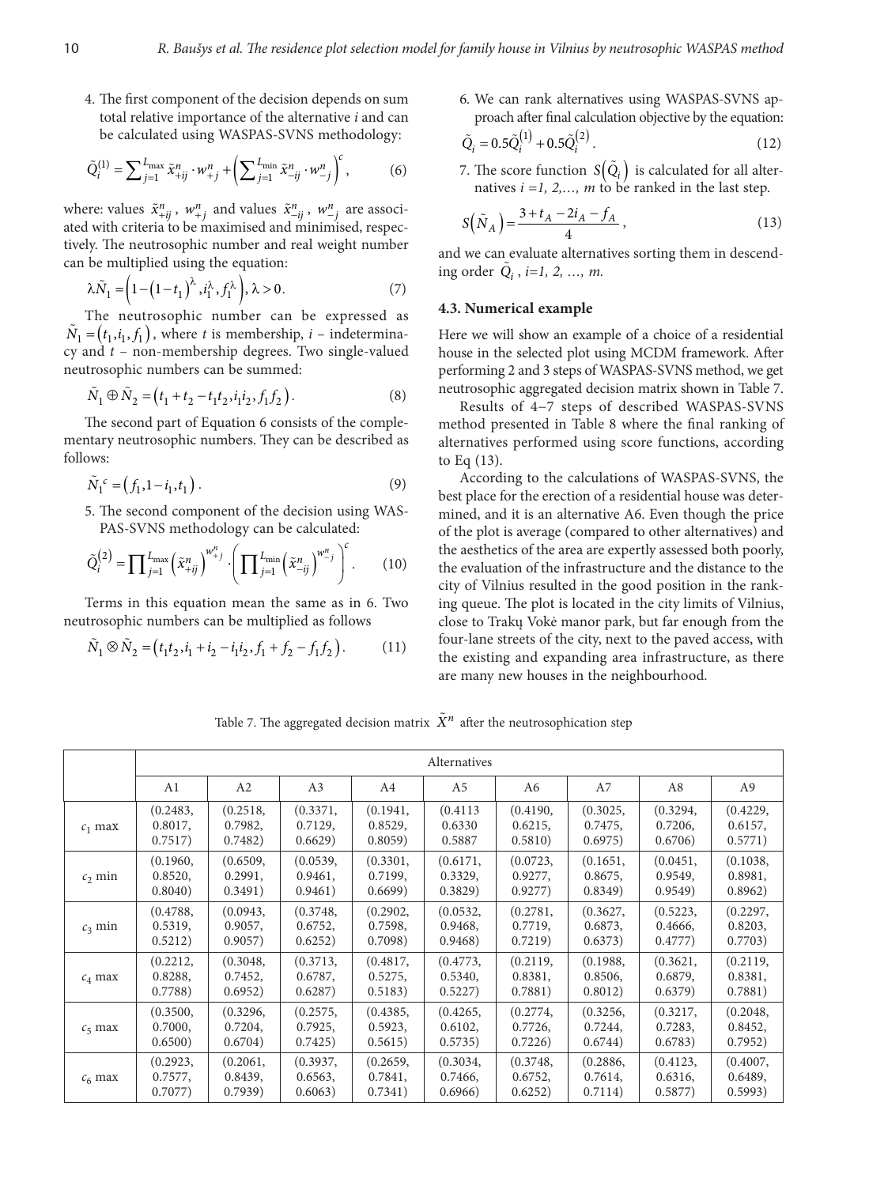4. The first component of the decision depends on sum total relative importance of the alternative $i$ and can be calculated using WASPAS-SVNS methodology:

$$\tilde{Q}_i^{(1)} = \sum_{j=1}^{L_{\max}} \tilde{x}_{+ij}^n \cdot w_{+j}^n + \left( \sum_{j=1}^{L_{\min}} \tilde{x}_{-ij}^n \cdot w_{-j}^n \right)^c, \tag{6}$$

where: values $\tilde{x}_{+ij}^n$, $w_{+j}^n$ and values $\tilde{x}_{-ij}^n$, $w_{-j}^n$ are associated with criteria to be maximised and minimised, respectively. The neutrosophic number and real weight number can be multiplied using the equation:

$$\lambda \tilde{N}_1 = \left( 1 - \left( 1 - t_1 \right)^{\lambda}, i_1^{\lambda}, f_1^{\lambda} \right), \lambda > 0. \tag{7}$$

The neutrosophic number can be expressed as $\tilde{N}_1 = \left( t_1, i_1, f_1 \right)$, where $t$ is membership, $i$ – indeterminacy and $t$ – non-membership degrees. Two single-valued neutrosophic numbers can be summed:

$$\tilde{N}_1 \oplus \tilde{N}_2 = \left( t_1 + t_2 - t_1 t_2, i_1 i_2, f_1 f_2 \right). \tag{8}$$

The second part of Equation 6 consists of the complementary neutrosophic numbers. They can be described as follows:

$$\tilde{N}_1^c = \left( f_1, 1 - i_1, t_1 \right). \tag{9}$$

5. The second component of the decision using WASPAS-SVNS methodology can be calculated:

$$\tilde{Q}_i^{(2)} = \prod_{j=1}^{L_{\max}} \left( \tilde{x}_{+ij}^n \right)^{w_{+j}^n} \cdot \left( \prod_{j=1}^{L_{\min}} \left( \tilde{x}_{-ij}^n \right)^{w_{-j}^n} \right)^c. \tag{10}$$

Terms in this equation mean the same as in 6. Two neutrosophic numbers can be multiplied as follows

$$\tilde{N}_1 \otimes \tilde{N}_2 = \left( t_1 t_2, i_1 + i_2 - i_1 i_2, f_1 + f_2 - f_1 f_2 \right). \tag{11}$$

6. We can rank alternatives using WASPAS-SVNS approach after final calculation objective by the equation:

$$\tilde{Q}_i = 0.5 \tilde{Q}_i^{(1)} + 0.5 \tilde{Q}_i^{(2)}. \tag{12}$$

7. The score function $S\left(\tilde{Q}_i\right)$ is calculated for all alternatives $i = 1, 2, \ldots, m$ to be ranked in the last step.

$$S\left(\tilde{N}_A\right) = \frac{3 + t_A - 2 i_A - f_A}{4}, \tag{13}$$

and we can evaluate alternatives sorting them in descending order $\tilde{Q}_i$, $i = 1, 2, \ldots, m$.

### 4.3. Numerical example

Here we will show an example of a choice of a residential house in the selected plot using MCDM framework. After performing 2 and 3 steps of WASPAS-SVNS method, we get neutrosophic aggregated decision matrix shown in Table 7.

Results of 4–7 steps of described WASPAS-SVNS method presented in Table 8 where the final ranking of alternatives performed using score functions, according to Eq (13).

According to the calculations of WASPAS-SVNS, the best place for the erection of a residential house was determined, and it is an alternative A6. Even though the price of the plot is average (compared to other alternatives) and the aesthetics of the area are expertly assessed both poorly, the evaluation of the infrastructure and the distance to the city of Vilnius resulted in the good position in the ranking queue. The plot is located in the city limits of Vilnius, close to Trakų Vokė manor park, but far enough from the four-lane streets of the city, next to the paved access, with the existing and expanding area infrastructure, as there are many new houses in the neighbourhood.

Table 7. The aggregated decision matrix $\tilde{X}^n$ after the neutrosophication step

| | Alternatives | | | | | | | | |
|---|---|---|---|---|---|---|---|---|---|
| | A1 | A2 | A3 | A4 | A5 | A6 | A7 | A8 | A9 |
| $c_1$ max | (0.2483, 0.8017, 0.7517) | (0.2518, 0.7982, 0.7482) | (0.3371, 0.7129, 0.6629) | (0.1941, 0.8529, 0.8059) | (0.4113 0.6330 0.5887 | (0.4190, 0.6215, 0.5810) | (0.3025, 0.7475, 0.6975) | (0.3294, 0.7206, 0.6706) | (0.4229, 0.6157, 0.5771) |
| $c_2$ min | (0.1960, 0.8520, 0.8040) | (0.6509, 0.2991, 0.3491) | (0.0539, 0.9461, 0.9461) | (0.3301, 0.7199, 0.6699) | (0.6171, 0.3329, 0.3829) | (0.0723, 0.9277, 0.9277) | (0.1651, 0.8675, 0.8349) | (0.0451, 0.9549, 0.9549) | (0.1038, 0.8981, 0.8962) |
| $c_3$ min | (0.4788, 0.5319, 0.5212) | (0.0943, 0.9057, 0.9057) | (0.3748, 0.6752, 0.6252) | (0.2902, 0.7598, 0.7098) | (0.0532, 0.9468, 0.9468) | (0.2781, 0.7719, 0.7219) | (0.3627, 0.6873, 0.6373) | (0.5223, 0.4666, 0.4777) | (0.2297, 0.8203, 0.7703) |
| $c_4$ max | (0.2212, 0.8288, 0.7788) | (0.3048, 0.7452, 0.6952) | (0.3713, 0.6787, 0.6287) | (0.4817, 0.5275, 0.5183) | (0.4773, 0.5340, 0.5227) | (0.2119, 0.8381, 0.7881) | (0.1988, 0.8506, 0.8012) | (0.3621, 0.6879, 0.6379) | (0.2119, 0.8381, 0.7881) |
| $c_5$ max | (0.3500, 0.7000, 0.6500) | (0.3296, 0.7204, 0.6704) | (0.2575, 0.7925, 0.7425) | (0.4385, 0.5923, 0.5615) | (0.4265, 0.6102, 0.5735) | (0.2774, 0.7726, 0.7226) | (0.3256, 0.7244, 0.6744) | (0.3217, 0.7283, 0.6783) | (0.2048, 0.8452, 0.7952) |
| $c_6$ max | (0.2923, 0.7577, 0.7077) | (0.2061, 0.8439, 0.7939) | (0.3937, 0.6563, 0.6063) | (0.2659, 0.7841, 0.7341) | (0.3034, 0.7466, 0.6966) | (0.3748, 0.6752, 0.6252) | (0.2886, 0.7614, 0.7114) | (0.4123, 0.6316, 0.5877) | (0.4007, 0.6489, 0.5993) |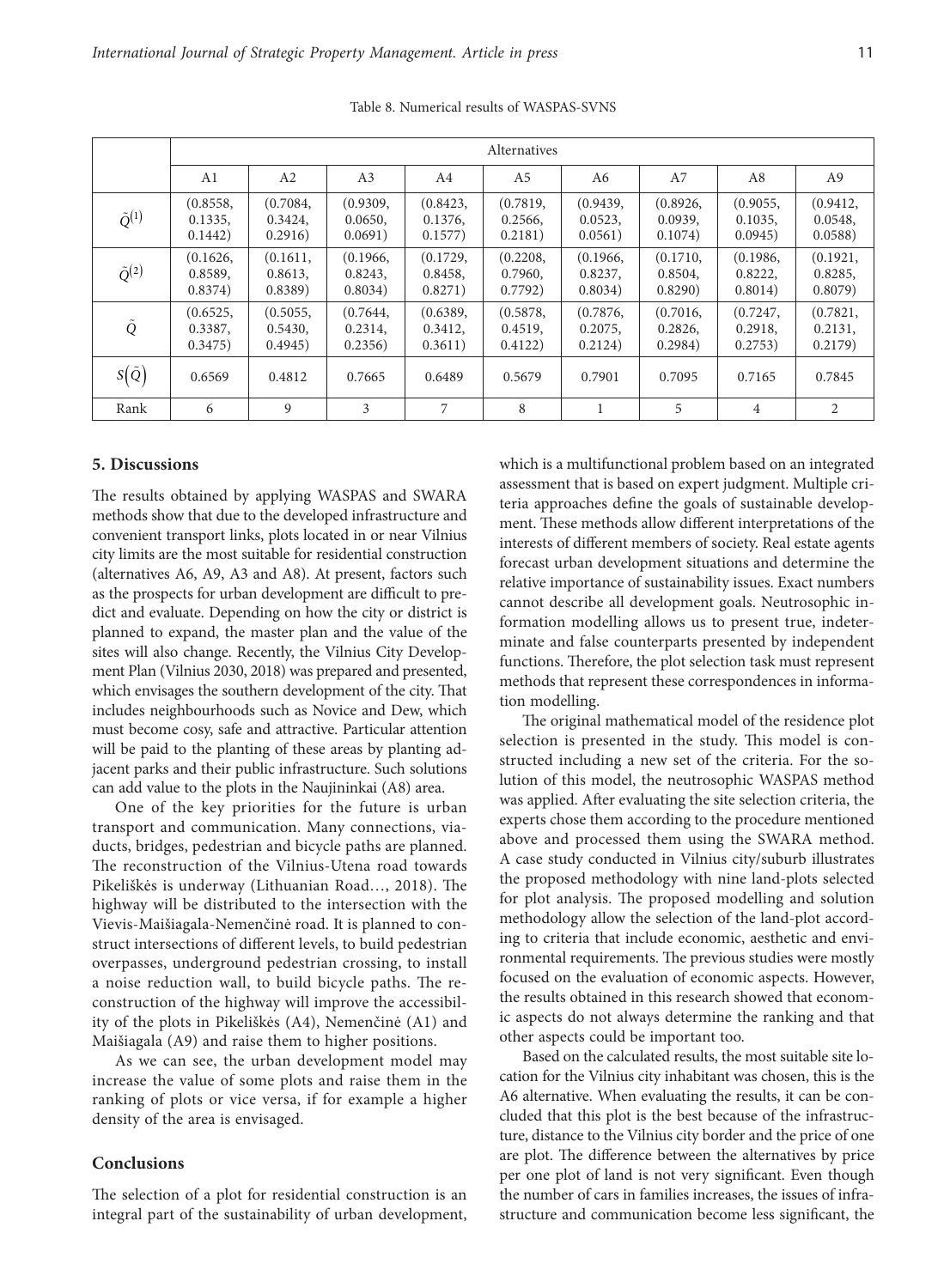Table 8. Numerical results of WASPAS-SVNS

| | Alternatives | | | | | | | | |
|---|---|---|---|---|---|---|---|---|---|
| | A1 | A2 | A3 | A4 | A5 | A6 | A7 | A8 | A9 |
| $\tilde{Q}^{(1)}$ | (0.8558, 0.1335, 0.1442) | (0.7084, 0.3424, 0.2916) | (0.9309, 0.0650, 0.0691) | (0.8423, 0.1376, 0.1577) | (0.7819, 0.2566, 0.2181) | (0.9439, 0.0523, 0.0561) | (0.8926, 0.0939, 0.1074) | (0.9055, 0.1035, 0.0945) | (0.9412, 0.0548, 0.0588) |
| $\tilde{Q}^{(2)}$ | (0.1626, 0.8589, 0.8374) | (0.1611, 0.8613, 0.8389) | (0.1966, 0.8243, 0.8034) | (0.1729, 0.8458, 0.8271) | (0.2208, 0.7960, 0.7792) | (0.1966, 0.8237, 0.8034) | (0.1710, 0.8504, 0.8290) | (0.1986, 0.8222, 0.8014) | (0.1921, 0.8285, 0.8079) |
| $\tilde{Q}$ | (0.6525, 0.3387, 0.3475) | (0.5055, 0.5430, 0.4945) | (0.7644, 0.2314, 0.2356) | (0.6389, 0.3412, 0.3611) | (0.5878, 0.4519, 0.4122) | (0.7876, 0.2075, 0.2124) | (0.7016, 0.2826, 0.2984) | (0.7247, 0.2918, 0.2753) | (0.7821, 0.2131, 0.2179) |
| $S(\tilde{Q})$ | 0.6569 | 0.4812 | 0.7665 | 0.6489 | 0.5679 | 0.7901 | 0.7095 | 0.7165 | 0.7845 |
| Rank | 6 | 9 | 3 | 7 | 8 | 1 | 5 | 4 | 2 |

## 5. Discussions

The results obtained by applying WASPAS and SWARA methods show that due to the developed infrastructure and convenient transport links, plots located in or near Vilnius city limits are the most suitable for residential construction (alternatives A6, A9, A3 and A8). At present, factors such as the prospects for urban development are difficult to predict and evaluate. Depending on how the city or district is planned to expand, the master plan and the value of the sites will also change. Recently, the Vilnius City Development Plan (Vilnius 2030, 2018) was prepared and presented, which envisages the southern development of the city. That includes neighbourhoods such as Novice and Dew, which must become cosy, safe and attractive. Particular attention will be paid to the planting of these areas by planting adjacent parks and their public infrastructure. Such solutions can add value to the plots in the Naujininkai (A8) area.

One of the key priorities for the future is urban transport and communication. Many connections, viaducts, bridges, pedestrian and bicycle paths are planned. The reconstruction of the Vilnius-Utena road towards Pikeliškės is underway (Lithuanian Road…, 2018). The highway will be distributed to the intersection with the Vievis-Maišiagala-Nemenčinė road. It is planned to construct intersections of different levels, to build pedestrian overpasses, underground pedestrian crossing, to install a noise reduction wall, to build bicycle paths. The reconstruction of the highway will improve the accessibility of the plots in Pikeliškės (A4), Nemenčinė (A1) and Maišiagala (A9) and raise them to higher positions.

As we can see, the urban development model may increase the value of some plots and raise them in the ranking of plots or vice versa, if for example a higher density of the area is envisaged.

## Conclusions

The selection of a plot for residential construction is an integral part of the sustainability of urban development, which is a multifunctional problem based on an integrated assessment that is based on expert judgment. Multiple criteria approaches define the goals of sustainable development. These methods allow different interpretations of the interests of different members of society. Real estate agents forecast urban development situations and determine the relative importance of sustainability issues. Exact numbers cannot describe all development goals. Neutrosophic information modelling allows us to present true, indeterminate and false counterparts presented by independent functions. Therefore, the plot selection task must represent methods that represent these correspondences in information modelling.

The original mathematical model of the residence plot selection is presented in the study. This model is constructed including a new set of the criteria. For the solution of this model, the neutrosophic WASPAS method was applied. After evaluating the site selection criteria, the experts chose them according to the procedure mentioned above and processed them using the SWARA method. A case study conducted in Vilnius city/suburb illustrates the proposed methodology with nine land-plots selected for plot analysis. The proposed modelling and solution methodology allow the selection of the land-plot according to criteria that include economic, aesthetic and environmental requirements. The previous studies were mostly focused on the evaluation of economic aspects. However, the results obtained in this research showed that economic aspects do not always determine the ranking and that other aspects could be important too.

Based on the calculated results, the most suitable site location for the Vilnius city inhabitant was chosen, this is the A6 alternative. When evaluating the results, it can be concluded that this plot is the best because of the infrastructure, distance to the Vilnius city border and the price of one are plot. The difference between the alternatives by price per one plot of land is not very significant. Even though the number of cars in families increases, the issues of infrastructure and communication become less significant, the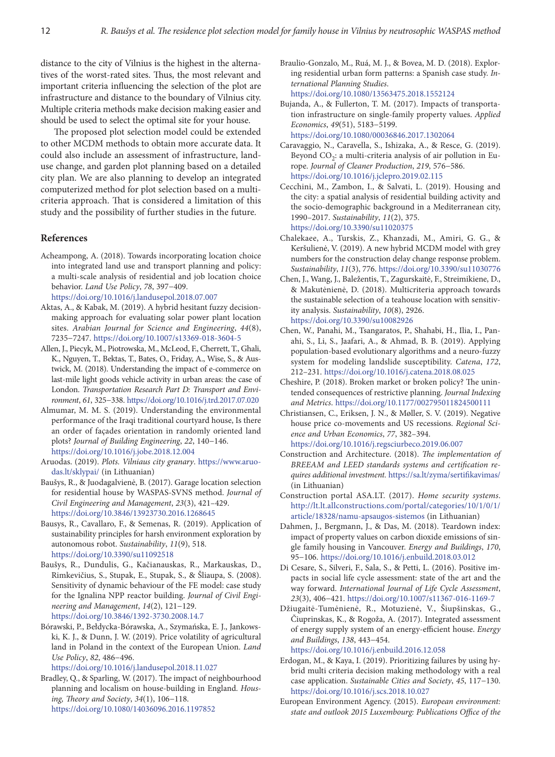distance to the city of Vilnius is the highest in the alternatives of the worst-rated sites. Thus, the most relevant and important criteria influencing the selection of the plot are infrastructure and distance to the boundary of Vilnius city. Multiple criteria methods make decision making easier and should be used to select the optimal site for your house.

The proposed plot selection model could be extended to other MCDM methods to obtain more accurate data. It could also include an assessment of infrastructure, land-use change, and garden plot planning based on a detailed city plan. We are also planning to develop an integrated computerized method for plot selection based on a multi-criteria approach. That is considered a limitation of this study and the possibility of further studies in the future.

## References

Acheampong, A. (2018). Towards incorporating location choice into integrated land use and transport planning and policy: a multi-scale analysis of residential and job location choice behavior. *Land Use Policy*, *78*, 397−409. https://doi.org/10.1016/j.landusepol.2018.07.007

Aktas, A., & Kabak, M. (2019). A hybrid hesitant fuzzy decision-making approach for evaluating solar power plant location sites. *Arabian Journal for Science and Engineering*, *44*(8), 7235−7247. https://doi.org/10.1007/s13369-018-3604-5

Allen, J., Piecyk, M., Piotrowska, M., McLeod, F., Cherrett, T., Ghali, K., Nguyen, T., Bektas, T., Bates, O., Friday, A., Wise, S., & Austwick, M. (2018). Understanding the impact of e-commerce on last-mile light goods vehicle activity in urban areas: the case of London. *Transportation Research Part D: Transport and Environment*, *61*, 325−338. https://doi.org/10.1016/j.trd.2017.07.020

Almumar, M. M. S. (2019). Understanding the environmental performance of the Iraqi traditional courtyard house, Is there an order of façades orientation in randomly oriented land plots? *Journal of Building Engineering*, *22*, 140−146. https://doi.org/10.1016/j.jobe.2018.12.004

Aruodas. (2019). *Plots. Vilniaus city granary*. https://www.aruodas.lt/sklypai/ (in Lithuanian)

Baušys, R., & Juodagalvienė, B. (2017). Garage location selection for residential house by WASPAS-SVNS method. *Journal of Civil Engineering and Management*, *23*(3), 421–429. https://doi.org/10.3846/13923730.2016.1268645

Bausys, R., Cavallaro, F., & Semenas, R. (2019). Application of sustainability principles for harsh environment exploration by autonomous robot. *Sustainability*, *11*(9), 518. https://doi.org/10.3390/su11092518

Baušys, R., Dundulis, G., Kačianauskas, R., Markauskas, D., Rimkevičius, S., Stupak, E., Stupak, S., & Šliaupa, S. (2008). Sensitivity of dynamic behaviour of the FE model: case study for the Ignalina NPP reactor building. *Journal of Civil Engineering and Management*, *14*(2), 121–129. https://doi.org/10.3846/1392-3730.2008.14.7

Bórawski, P., Bełdycka-Bórawska, A., Szymańska, E. J., Jankowski, K. J., & Dunn, J. W. (2019). Price volatility of agricultural land in Poland in the context of the European Union. *Land Use Policy*, *82*, 486−496. https://doi.org/10.1016/j.landusepol.2018.11.027

Bradley, Q., & Sparling, W. (2017). The impact of neighbourhood planning and localism on house-building in England. *Housing, Theory and Society*, *34*(1), 106−118. https://doi.org/10.1080/14036096.2016.1197852

Braulio-Gonzalo, M., Ruá, M. J., & Bovea, M. D. (2018). Exploring residential urban form patterns: a Spanish case study. *International Planning Studies*. https://doi.org/10.1080/13563475.2018.1552124

Bujanda, A., & Fullerton, T. M. (2017). Impacts of transportation infrastructure on single-family property values. *Applied Economics*, *49*(51), 5183−5199. https://doi.org/10.1080/00036846.2017.1302064

Caravaggio, N., Caravella, S., Ishizaka, A., & Resce, G. (2019). Beyond $CO_2$: a multi-criteria analysis of air pollution in Europe. *Journal of Cleaner Production*, *219*, 576−586. https://doi.org/10.1016/j.jclepro.2019.02.115

Cecchini, M., Zambon, I., & Salvati, L. (2019). Housing and the city: a spatial analysis of residential building activity and the socio-demographic background in a Mediterranean city, 1990–2017. *Sustainability*, *11*(2), 375. https://doi.org/10.3390/su11020375

Chalekaee, A., Turskis, Z., Khanzadi, M., Amiri, G. G., & Keršulienė, V. (2019). A new hybrid MCDM model with grey numbers for the construction delay change response problem. *Sustainability*, *11*(3), 776. https://doi.org/10.3390/su11030776

Chen, J., Wang, J., Baležentis, T., Zagurskaitė, F., Streimikiene, D., & Makutėnienė, D. (2018). Multicriteria approach towards the sustainable selection of a teahouse location with sensitivity analysis. *Sustainability*, *10*(8), 2926. https://doi.org/10.3390/su10082926

Chen, W., Panahi, M., Tsangaratos, P., Shahabi, H., Ilia, I., Panahi, S., Li, S., Jaafari, A., & Ahmad, B. B. (2019). Applying population-based evolutionary algorithms and a neuro-fuzzy system for modeling landslide susceptibility. *Catena*, *172*, 212–231. https://doi.org/10.1016/j.catena.2018.08.025

Cheshire, P. (2018). Broken market or broken policy? The unintended consequences of restrictive planning. *Journal Indexing and Metrics*. https://doi.org/10.1177/002795011824500111

Christiansen, C., Eriksen, J. N., & Møller, S. V. (2019). Negative house price co-movements and US recessions. *Regional Science and Urban Economics*, *77*, 382–394. https://doi.org/10.1016/j.regsciurbeco.2019.06.007

Construction and Architecture. (2018). *The implementation of BREEAM and LEED standards systems and certification requires additional investment.* https://sa.lt/zyma/sertifikavimas/ (in Lithuanian)

Construction portal ASA.LT. (2017). *Home security systems*. http://lt.lt.allconstructions.com/portal/categories/10/1/0/1/article/18328/namu-apsaugos-sistemos (in Lithuanian)

Dahmen, J., Bergmann, J., & Das, M. (2018). Teardown index: impact of property values on carbon dioxide emissions of single family housing in Vancouver. *Energy and Buildings*, *170*, 95−106. https://doi.org/10.1016/j.enbuild.2018.03.012

Di Cesare, S., Silveri, F., Sala, S., & Petti, L. (2016). Positive impacts in social life cycle assessment: state of the art and the way forward. *International Journal of Life Cycle Assessment*, *23*(3), 406−421. https://doi.org/10.1007/s11367-016-1169-7

Džiugaitė-Tumėnienė, R., Motuzienė, V., Šiupšinskas, G., Čiuprinskas, K., & Rogoža, A. (2017). Integrated assessment of energy supply system of an energy-efficient house. *Energy and Buildings*, *138*, 443−454. https://doi.org/10.1016/j.enbuild.2016.12.058

Erdogan, M., & Kaya, I. (2019). Prioritizing failures by using hybrid multi criteria decision making methodology with a real case application. *Sustainable Cities and Society*, *45*, 117−130. https://doi.org/10.1016/j.scs.2018.10.027

European Environment Agency. (2015). *European environment: state and outlook 2015 Luxembourg: Publications Office of the*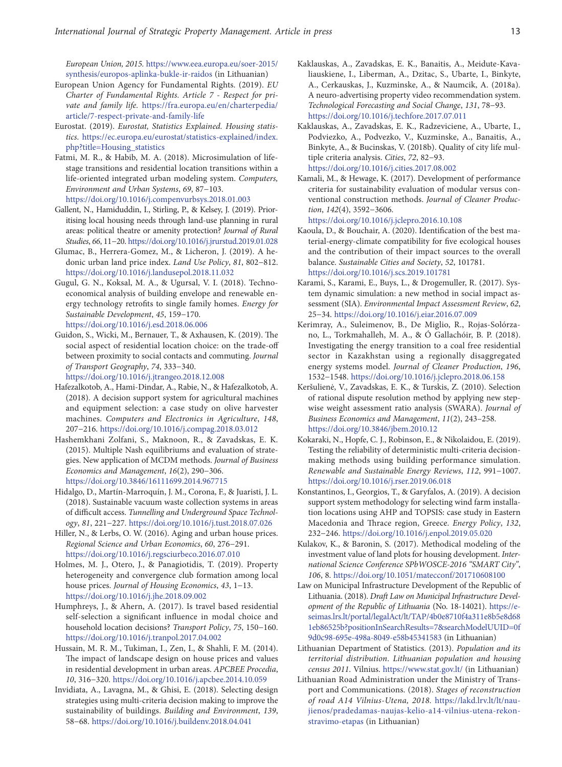*European Union, 2015.* https://www.eea.europa.eu/soer-2015/synthesis/europos-aplinka-bukle-ir-raidos (in Lithuanian)

European Union Agency for Fundamental Rights. (2019). *EU Charter of Fundamental Rights. Article 7 - Respect for private and family life.* https://fra.europa.eu/en/charterpedia/article/7-respect-private-and-family-life

Eurostat. (2019). *Eurostat, Statistics Explained. Housing statistics.* https://ec.europa.eu/eurostat/statistics-explained/index.php?title=Housing_statistics

Fatmi, M. R., & Habib, M. A. (2018). Microsimulation of life-stage transitions and residential location transitions within a life-oriented integrated urban modeling system. *Computers, Environment and Urban Systems*, *69*, 87–103. https://doi.org/10.1016/j.compenvurbsys.2018.01.003

Gallent, N., Hamiduddin, I., Stirling, P., & Kelsey, J. (2019). Prioritising local housing needs through land-use planning in rural areas: political theatre or amenity protection? *Journal of Rural Studies*, *66*, 11–20. https://doi.org/10.1016/j.jrurstud.2019.01.028

Glumac, B., Herrera-Gomez, M., & Licheron, J. (2019). A hedonic urban land price index. *Land Use Policy*, *81*, 802–812. https://doi.org/10.1016/j.landusepol.2018.11.032

Gugul, G. N., Koksal, M. A., & Ugursal, V. I. (2018). Techno-economical analysis of building envelope and renewable energy technology retrofits to single family homes. *Energy for Sustainable Development*, *45*, 159–170. https://doi.org/10.1016/j.esd.2018.06.006

Guidon, S., Wicki, M., Bernauer, T., & Axhausen, K. (2019). The social aspect of residential location choice: on the trade-off between proximity to social contacts and commuting. *Journal of Transport Geography*, *74*, 333–340. https://doi.org/10.1016/j.jtrangeo.2018.12.008

Hafezalkotob, A., Hami-Dindar, A., Rabie, N., & Hafezalkotob, A. (2018). A decision support system for agricultural machines and equipment selection: a case study on olive harvester machines. *Computers and Electronics in Agriculture*, *148*, 207–216. https://doi.org/10.1016/j.compag.2018.03.012

Hashemkhani Zolfani, S., Maknoon, R., & Zavadskas, E. K. (2015). Multiple Nash equilibriums and evaluation of strategies. New application of MCDM methods. *Journal of Business Economics and Management*, *16*(2), 290–306. https://doi.org/10.3846/16111699.2014.967715

Hidalgo, D., Martín-Marroquín, J. M., Corona, F., & Juaristi, J. L. (2018). Sustainable vacuum waste collection systems in areas of difficult access. *Tunnelling and Underground Space Technology*, *81*, 221–227. https://doi.org/10.1016/j.tust.2018.07.026

Hiller, N., & Lerbs, O. W. (2016). Aging and urban house prices. *Regional Science and Urban Economics*, *60*, 276–291. https://doi.org/10.1016/j.regsciurbeco.2016.07.010

Holmes, M. J., Otero, J., & Panagiotidis, T. (2019). Property heterogeneity and convergence club formation among local house prices. *Journal of Housing Economics*, *43*, 1–13. https://doi.org/10.1016/j.jhe.2018.09.002

Humphreys, J., & Ahern, A. (2017). Is travel based residential self-selection a significant influence in modal choice and household location decisions? *Transport Policy*, *75*, 150–160. https://doi.org/10.1016/j.tranpol.2017.04.002

Hussain, M. R. M., Tukiman, I., Zen, I., & Shahli, F. M. (2014). The impact of landscape design on house prices and values in residential development in urban areas. *APCBEE Procedia*, *10*, 316–320. https://doi.org/10.1016/j.apcbee.2014.10.059

Invidiata, A., Lavagna, M., & Ghisi, E. (2018). Selecting design strategies using multi-criteria decision making to improve the sustainability of buildings. *Building and Environment*, *139*, 58–68. https://doi.org/10.1016/j.buildenv.2018.04.041

Kaklauskas, A., Zavadskas, E. K., Banaitis, A., Meidute-Kavaliauskiene, I., Liberman, A., Dzitac, S., Ubarte, I., Binkyte, A., Cerkauskas, J., Kuzminske, A., & Naumcik, A. (2018a). A neuro-advertising property video recommendation system. *Technological Forecasting and Social Change*, *131*, 78–93. https://doi.org/10.1016/j.techfore.2017.07.011

Kaklauskas, A., Zavadskas, E. K., Radzeviciene, A., Ubarte, I., Podviezko, A., Podvezko, V., Kuzminske, A., Banaitis, A., Binkyte, A., & Bucinskas, V. (2018b). Quality of city life multiple criteria analysis. *Cities*, *72*, 82–93. https://doi.org/10.1016/j.cities.2017.08.002

Kamali, M., & Hewage, K. (2017). Development of performance criteria for sustainability evaluation of modular versus conventional construction methods. *Journal of Cleaner Production*, *142*(4), 3592–3606. https://doi.org/10.1016/j.jclepro.2016.10.108

Kaoula, D., & Bouchair, A. (2020). Identification of the best material-energy-climate compatibility for five ecological houses and the contribution of their impact sources to the overall balance. *Sustainable Cities and Society*, *52*, 101781. https://doi.org/10.1016/j.scs.2019.101781

Karami, S., Karami, E., Buys, L., & Drogemuller, R. (2017). System dynamic simulation: a new method in social impact assessment (SIA). *Environmental Impact Assessment Review*, *62*, 25–34. https://doi.org/10.1016/j.eiar.2016.07.009

Kerimray, A., Suleimenov, B., De Miglio, R., Rojas-Solórzano, L., Torkmahalleh, M. A., & Ó Gallachóir, B. P. (2018). Investigating the energy transition to a coal free residential sector in Kazakhstan using a regionally disaggregated energy systems model. *Journal of Cleaner Production*, *196*, 1532–1548. https://doi.org/10.1016/j.jclepro.2018.06.158

Keršulienė, V., Zavadskas, E. K., & Turskis, Z. (2010). Selection of rational dispute resolution method by applying new step-wise weight assessment ratio analysis (SWARA). *Journal of Business Economics and Management*, *11*(2), 243–258. https://doi.org/10.3846/jbem.2010.12

Kokaraki, N., Hopfe, C. J., Robinson, E., & Nikolaidou, E. (2019). Testing the reliability of deterministic multi-criteria decision-making methods using building performance simulation. *Renewable and Sustainable Energy Reviews*, *112*, 991–1007. https://doi.org/10.1016/j.rser.2019.06.018

Konstantinos, I., Georgios, T., & Garyfalos, A. (2019). A decision support system methodology for selecting wind farm installation locations using AHP and TOPSIS: case study in Eastern Macedonia and Thrace region, Greece. *Energy Policy*, *132*, 232–246. https://doi.org/10.1016/j.enpol.2019.05.020

Kulakov, K., & Baronin, S. (2017). Methodical modeling of the investment value of land plots for housing development. *International Science Conference SPbWOSCE-2016 "SMART City"*, *106*, 8. https://doi.org/10.1051/matecconf/201710608100

Law on Municipal Infrastructure Development of the Republic of Lithuania. (2018). *Draft Law on Municipal Infrastructure Development of the Republic of Lithuania* (No. 18-14021). https://e-seimas.lrs.lt/portal/legalAct/lt/TAP/4b0e8710f4a311e8b5e8d681eb86525b?positionInSearchResults=7&searchModelUUID=0f9d0c98-695e-498a-8049-e58b45341583 (in Lithuanian)

Lithuanian Department of Statistics. (2013). *Population and its territorial distribution*. *Lithuanian population and housing census 2011*. Vilnius. https://www.stat.gov.lt/ (in Lithuanian)

Lithuanian Road Administration under the Ministry of Transport and Communications. (2018). *Stages of reconstruction of road A14 Vilnius-Utena, 2018.* https://lakd.lrv.lt/lt/naujienos/pradedamas-naujas-kelio-a14-vilnius-utena-rekonstravimo-etapas (in Lithuanian)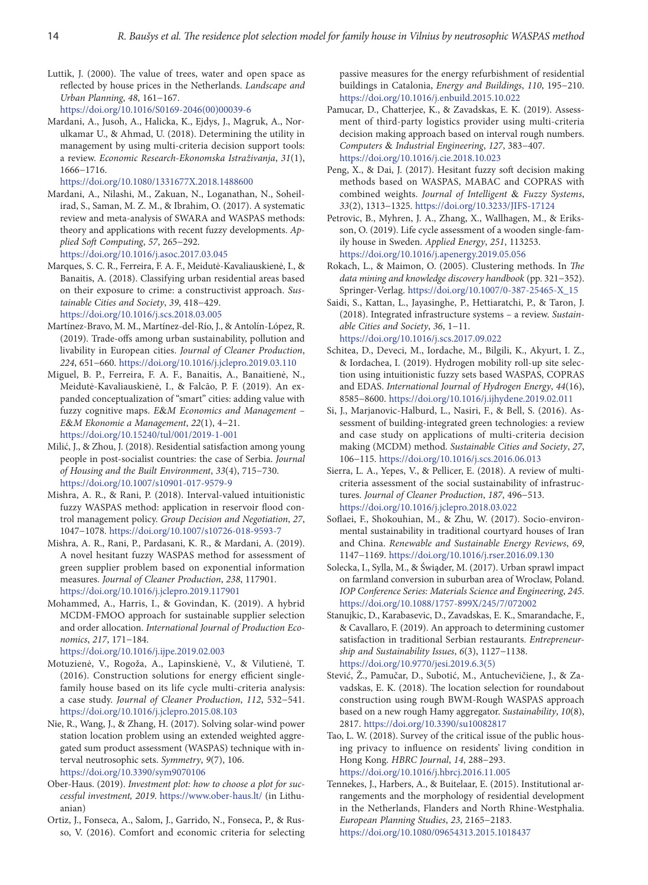Luttik, J. (2000). The value of trees, water and open space as reflected by house prices in the Netherlands. *Landscape and Urban Planning*, *48*, 161–167. https://doi.org/10.1016/S0169-2046(00)00039-6

Mardani, A., Jusoh, A., Halicka, K., Ejdys, J., Magruk, A., Norulkamar U., & Ahmad, U. (2018). Determining the utility in management by using multi-criteria decision support tools: a review. *Economic Research-Ekonomska Istraživanja*, *31*(1), 1666–1716. https://doi.org/10.1080/1331677X.2018.1488600

Mardani, A., Nilashi, M., Zakuan, N., Loganathan, N., Soheilirad, S., Saman, M. Z. M., & Ibrahim, O. (2017). A systematic review and meta-analysis of SWARA and WASPAS methods: theory and applications with recent fuzzy developments. *Applied Soft Computing*, *57*, 265–292. https://doi.org/10.1016/j.asoc.2017.03.045

Marques, S. C. R., Ferreira, F. A. F., Meidutė-Kavaliauskienė, I., & Banaitis, A. (2018). Classifying urban residential areas based on their exposure to crime: a constructivist approach. *Sustainable Cities and Society*, *39*, 418–429. https://doi.org/10.1016/j.scs.2018.03.005

Martínez-Bravo, M. M., Martínez-del-Río, J., & Antolín-López, R. (2019). Trade-offs among urban sustainability, pollution and livability in European cities. *Journal of Cleaner Production*, *224*, 651–660. https://doi.org/10.1016/j.jclepro.2019.03.110

Miguel, B. P., Ferreira, F. A. F., Banaitis, A., Banaitienė, N., Meidutė-Kavaliauskienė, I., & Falcão, P. F. (2019). An expanded conceptualization of "smart" cities: adding value with fuzzy cognitive maps. *E&M Economics and Management – E&M Ekonomie a Management*, *22*(1), 4–21. https://doi.org/10.15240/tul/001/2019-1-001

Milić, J., & Zhou, J. (2018). Residential satisfaction among young people in post-socialist countries: the case of Serbia. *Journal of Housing and the Built Environment*, *33*(4), 715–730. https://doi.org/10.1007/s10901-017-9579-9

Mishra, A. R., & Rani, P. (2018). Interval-valued intuitionistic fuzzy WASPAS method: application in reservoir flood control management policy. *Group Decision and Negotiation*, *27*, 1047–1078. https://doi.org/10.1007/s10726-018-9593-7

Mishra, A. R., Rani, P., Pardasani, K. R., & Mardani, A. (2019). A novel hesitant fuzzy WASPAS method for assessment of green supplier problem based on exponential information measures. *Journal of Cleaner Production*, *238*, 117901. https://doi.org/10.1016/j.jclepro.2019.117901

Mohammed, A., Harris, I., & Govindan, K. (2019). A hybrid MCDM-FMOO approach for sustainable supplier selection and order allocation. *International Journal of Production Economics*, *217*, 171–184. https://doi.org/10.1016/j.ijpe.2019.02.003

Motuzienė, V., Rogoža, A., Lapinskienė, V., & Vilutienė, T. (2016). Construction solutions for energy efficient single-family house based on its life cycle multi-criteria analysis: a case study. *Journal of Cleaner Production*, *112*, 532–541. https://doi.org/10.1016/j.jclepro.2015.08.103

Nie, R., Wang, J., & Zhang, H. (2017). Solving solar-wind power station location problem using an extended weighted aggregated sum product assessment (WASPAS) technique with interval neutrosophic sets. *Symmetry*, *9*(7), 106. https://doi.org/10.3390/sym9070106

Ober-Haus. (2019). *Investment plot: how to choose a plot for successful investment, 2019*. https://www.ober-haus.lt/ (in Lithuanian)

Ortiz, J., Fonseca, A., Salom, J., Garrido, N., Fonseca, P., & Russo, V. (2016). Comfort and economic criteria for selecting passive measures for the energy refurbishment of residential buildings in Catalonia, *Energy and Buildings*, *110*, 195–210. https://doi.org/10.1016/j.enbuild.2015.10.022

Pamucar, D., Chatterjee, K., & Zavadskas, E. K. (2019). Assessment of third-party logistics provider using multi-criteria decision making approach based on interval rough numbers. *Computers & Industrial Engineering*, *127*, 383–407. https://doi.org/10.1016/j.cie.2018.10.023

Peng, X., & Dai, J. (2017). Hesitant fuzzy soft decision making methods based on WASPAS, MABAC and COPRAS with combined weights. *Journal of Intelligent & Fuzzy Systems*, *33*(2), 1313–1325. https://doi.org/10.3233/JIFS-17124

Petrovic, B., Myhren, J. A., Zhang, X., Wallhagen, M., & Eriksson, O. (2019). Life cycle assessment of a wooden single-family house in Sweden. *Applied Energy*, *251*, 113253. https://doi.org/10.1016/j.apenergy.2019.05.056

Rokach, L., & Maimon, O. (2005). Clustering methods. In *The data mining and knowledge discovery handbook* (pp. 321–352). Springer-Verlag. https://doi.org/10.1007/0-387-25465-X_15

Saidi, S., Kattan, L., Jayasinghe, P., Hettiaratchi, P., & Taron, J. (2018). Integrated infrastructure systems – a review. *Sustainable Cities and Society*, *36*, 1–11. https://doi.org/10.1016/j.scs.2017.09.022

Schitea, D., Deveci, M., Iordache, M., Bilgili, K., Akyurt, I. Z., & Iordache, I. (2019). Hydrogen mobility roll-up site selection using intuitionistic fuzzy sets based WASPAS, COPRAS and EDAS. *International Journal of Hydrogen Energy*, *44*(16), 8585–8600. https://doi.org/10.1016/j.ijhydene.2019.02.011

Si, J., Marjanovic-Halburd, L., Nasiri, F., & Bell, S. (2016). Assessment of building-integrated green technologies: a review and case study on applications of multi-criteria decision making (MCDM) method. *Sustainable Cities and Society*, *27*, 106–115. https://doi.org/10.1016/j.scs.2016.06.013

Sierra, L. A., Yepes, V., & Pellicer, E. (2018). A review of multi-criteria assessment of the social sustainability of infrastructures. *Journal of Cleaner Production*, *187*, 496–513. https://doi.org/10.1016/j.jclepro.2018.03.022

Soflaei, F., Shokouhian, M., & Zhu, W. (2017). Socio-environmental sustainability in traditional courtyard houses of Iran and China. *Renewable and Sustainable Energy Reviews*, *69*, 1147–1169. https://doi.org/10.1016/j.rser.2016.09.130

Solecka, I., Sylla, M., & Świąder, M. (2017). Urban sprawl impact on farmland conversion in suburban area of Wroclaw, Poland. *IOP Conference Series: Materials Science and Engineering*, *245*. https://doi.org/10.1088/1757-899X/245/7/072002

Stanujkic, D., Karabasevic, D., Zavadskas, E. K., Smarandache, F., & Cavallaro, F. (2019). An approach to determining customer satisfaction in traditional Serbian restaurants. *Entrepreneurship and Sustainability Issues*, *6*(3), 1127–1138. https://doi.org/10.9770/jesi.2019.6.3(5)

Stević, Ž., Pamučar, D., Subotić, M., Antuchevičiene, J., & Zavadskas, E. K. (2018). The location selection for roundabout construction using rough BWM-Rough WASPAS approach based on a new rough Hamy aggregator. *Sustainability*, *10*(8), 2817. https://doi.org/10.3390/su10082817

Tao, L. W. (2018). Survey of the critical issue of the public housing privacy to influence on residents' living condition in Hong Kong. *HBRC Journal*, *14*, 288–293. https://doi.org/10.1016/j.hbrcj.2016.11.005

Tennekes, J., Harbers, A., & Buitelaar, E. (2015). Institutional arrangements and the morphology of residential development in the Netherlands, Flanders and North Rhine-Westphalia. *European Planning Studies*, *23*, 2165–2183. https://doi.org/10.1080/09654313.2015.1018437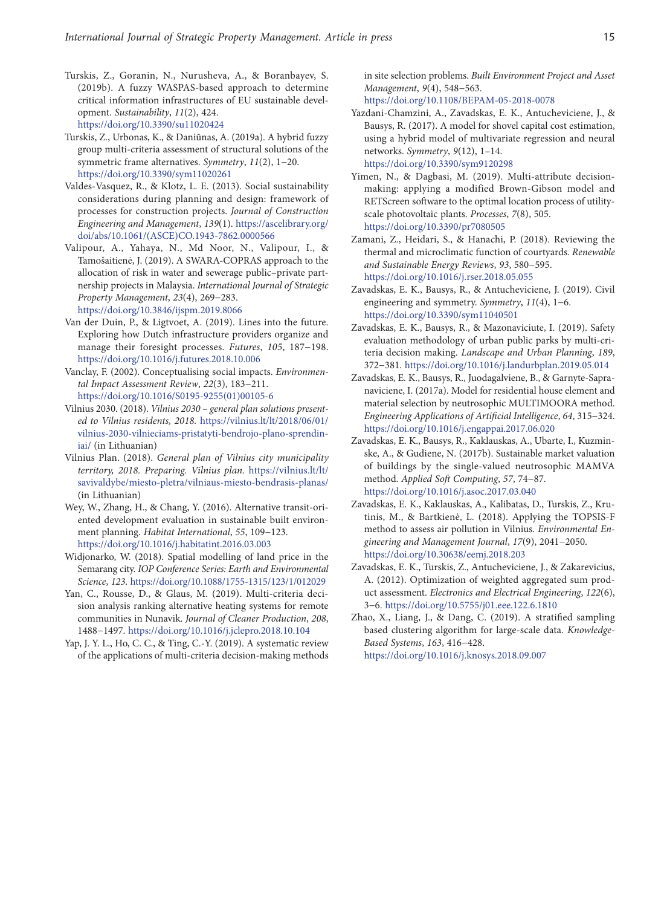Turskis, Z., Goranin, N., Nurusheva, A., & Boranbayev, S. (2019b). A fuzzy WASPAS-based approach to determine critical information infrastructures of EU sustainable development. *Sustainability*, *11*(2), 424. https://doi.org/10.3390/su11020424

Turskis, Z., Urbonas, K., & Daniūnas, A. (2019a). A hybrid fuzzy group multi-criteria assessment of structural solutions of the symmetric frame alternatives. *Symmetry*, *11*(2), 1–20. https://doi.org/10.3390/sym11020261

Valdes-Vasquez, R., & Klotz, L. E. (2013). Social sustainability considerations during planning and design: framework of processes for construction projects. *Journal of Construction Engineering and Management*, *139*(1). https://ascelibrary.org/doi/abs/10.1061/(ASCE)CO.1943-7862.0000566

Valipour, A., Yahaya, N., Md Noor, N., Valipour, I., & Tamošaitienė, J. (2019). A SWARA-COPRAS approach to the allocation of risk in water and sewerage public–private partnership projects in Malaysia. *International Journal of Strategic Property Management*, *23*(4), 269–283. https://doi.org/10.3846/ijspm.2019.8066

Van der Duin, P., & Ligtvoet, A. (2019). Lines into the future. Exploring how Dutch infrastructure providers organize and manage their foresight processes. *Futures*, *105*, 187–198. https://doi.org/10.1016/j.futures.2018.10.006

Vanclay, F. (2002). Conceptualising social impacts. *Environmental Impact Assessment Review*, *22*(3), 183–211. https://doi.org/10.1016/S0195-9255(01)00105-6

Vilnius 2030. (2018). *Vilnius 2030 – general plan solutions presented to Vilnius residents, 2018.* https://vilnius.lt/lt/2018/06/01/vilnius-2030-vilnieciams-pristatyti-bendrojo-plano-sprendiniai/ (in Lithuanian)

Vilnius Plan. (2018). *General plan of Vilnius city municipality territory, 2018. Preparing. Vilnius plan.* https://vilnius.lt/lt/savivaldybe/miesto-pletra/vilniaus-miesto-bendrasis-planas/ (in Lithuanian)

Wey, W., Zhang, H., & Chang, Y. (2016). Alternative transit-oriented development evaluation in sustainable built environment planning. *Habitat International*, *55*, 109–123. https://doi.org/10.1016/j.habitatint.2016.03.003

Widjonarko, W. (2018). Spatial modelling of land price in the Semarang city. *IOP Conference Series: Earth and Environmental Science*, *123*. https://doi.org/10.1088/1755-1315/123/1/012029

Yan, C., Rousse, D., & Glaus, M. (2019). Multi-criteria decision analysis ranking alternative heating systems for remote communities in Nunavik. *Journal of Cleaner Production*, *208*, 1488–1497. https://doi.org/10.1016/j.jclepro.2018.10.104

Yap, J. Y. L., Ho, C. C., & Ting, C.-Y. (2019). A systematic review of the applications of multi-criteria decision-making methods in site selection problems. *Built Environment Project and Asset Management*, *9*(4), 548–563. https://doi.org/10.1108/BEPAM-05-2018-0078

Yazdani-Chamzini, A., Zavadskas, E. K., Antucheviciene, J., & Bausys, R. (2017). A model for shovel capital cost estimation, using a hybrid model of multivariate regression and neural networks. *Symmetry*, *9*(12), 1–14. https://doi.org/10.3390/sym9120298

Yimen, N., & Dagbasi, M. (2019). Multi-attribute decision-making: applying a modified Brown-Gibson model and RETScreen software to the optimal location process of utility-scale photovoltaic plants. *Processes*, *7*(8), 505. https://doi.org/10.3390/pr7080505

Zamani, Z., Heidari, S., & Hanachi, P. (2018). Reviewing the thermal and microclimatic function of courtyards. *Renewable and Sustainable Energy Reviews*, *93*, 580–595. https://doi.org/10.1016/j.rser.2018.05.055

Zavadskas, E. K., Bausys, R., & Antucheviciene, J. (2019). Civil engineering and symmetry. *Symmetry*, *11*(4), 1–6. https://doi.org/10.3390/sym11040501

Zavadskas, E. K., Bausys, R., & Mazonaviciute, I. (2019). Safety evaluation methodology of urban public parks by multi-criteria decision making. *Landscape and Urban Planning*, *189*, 372–381. https://doi.org/10.1016/j.landurbplan.2019.05.014

Zavadskas, E. K., Bausys, R., Juodagalviene, B., & Garnyte-Sapranaviciene, I. (2017a). Model for residential house element and material selection by neutrosophic MULTIMOORA method. *Engineering Applications of Artificial Intelligence*, *64*, 315–324. https://doi.org/10.1016/j.engappai.2017.06.020

Zavadskas, E. K., Bausys, R., Kaklauskas, A., Ubarte, I., Kuzminske, A., & Gudiene, N. (2017b). Sustainable market valuation of buildings by the single-valued neutrosophic MAMVA method. *Applied Soft Computing*, *57*, 74–87. https://doi.org/10.1016/j.asoc.2017.03.040

Zavadskas, E. K., Kaklauskas, A., Kalibatas, D., Turskis, Z., Krutinis, M., & Bartkienė, L. (2018). Applying the TOPSIS-F method to assess air pollution in Vilnius. *Environmental Engineering and Management Journal*, *17*(9), 2041–2050. https://doi.org/10.30638/eemj.2018.203

Zavadskas, E. K., Turskis, Z., Antucheviciene, J., & Zakarevicius, A. (2012). Optimization of weighted aggregated sum product assessment. *Electronics and Electrical Engineering*, *122*(6), 3–6. https://doi.org/10.5755/j01.eee.122.6.1810

Zhao, X., Liang, J., & Dang, C. (2019). A stratified sampling based clustering algorithm for large-scale data. *Knowledge-Based Systems*, *163*, 416–428. https://doi.org/10.1016/j.knosys.2018.09.007